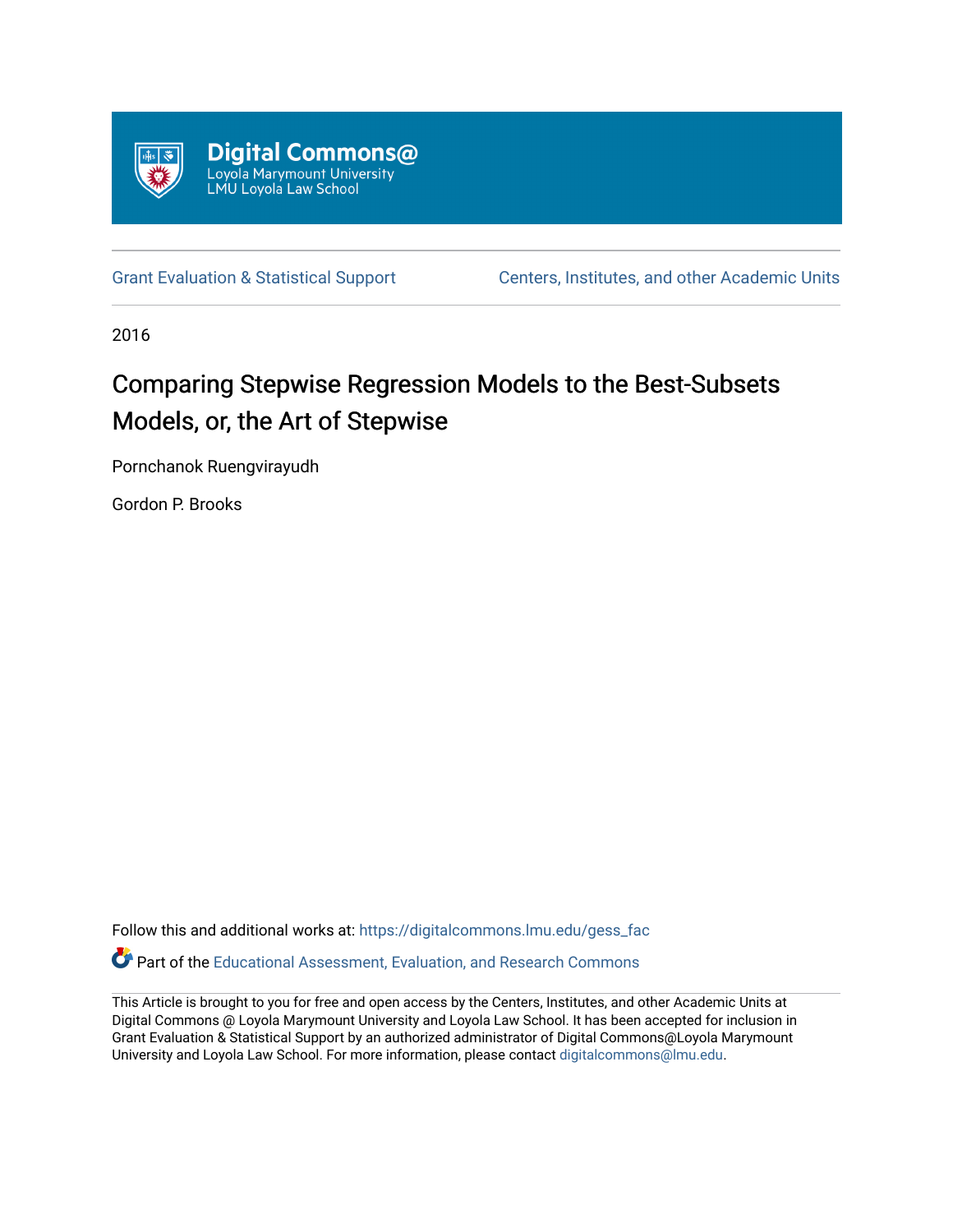Digital Commons@
Loyola Marymount University
LMU Loyola Law School

Grant Evaluation & Statistical Support | Centers, Institutes, and other Academic Units

2016

# Comparing Stepwise Regression Models to the Best-Subsets Models, or, the Art of Stepwise

Pornchanok Ruengvirayudh

Gordon P. Brooks

Follow this and additional works at: https://digitalcommons.lmu.edu/gess_fac

Part of the Educational Assessment, Evaluation, and Research Commons

This Article is brought to you for free and open access by the Centers, Institutes, and other Academic Units at Digital Commons @ Loyola Marymount University and Loyola Law School. It has been accepted for inclusion in Grant Evaluation & Statistical Support by an authorized administrator of Digital Commons@Loyola Marymount University and Loyola Law School. For more information, please contact digitalcommons@lmu.edu.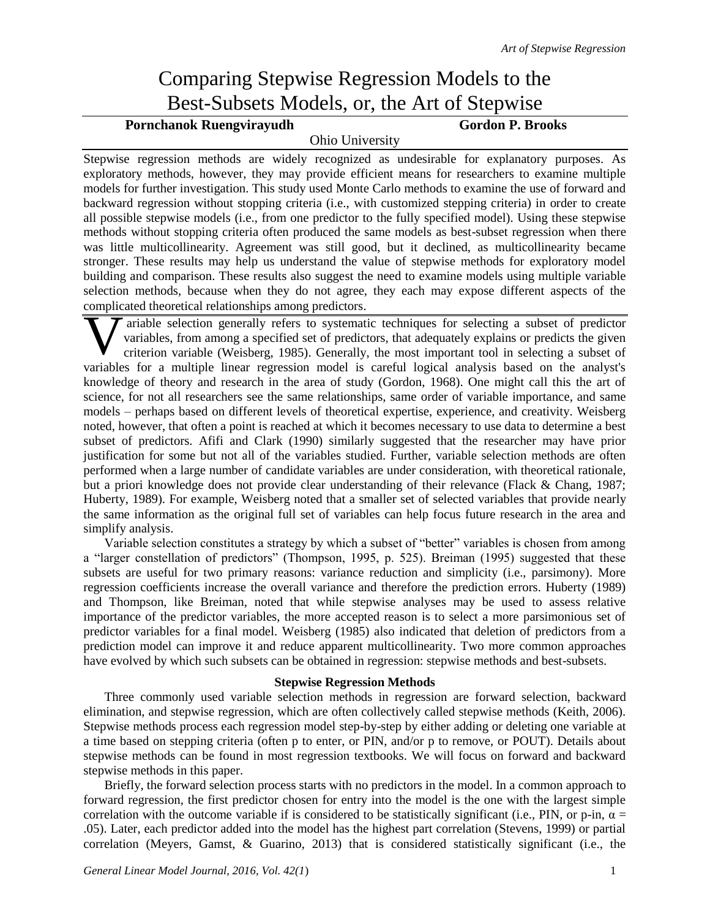# Comparing Stepwise Regression Models to the Best-Subsets Models, or, the Art of Stepwise

**Pornchanok Ruengvirayudh** **Gordon P. Brooks**

Ohio University

Stepwise regression methods are widely recognized as undesirable for explanatory purposes. As exploratory methods, however, they may provide efficient means for researchers to examine multiple models for further investigation. This study used Monte Carlo methods to examine the use of forward and backward regression without stopping criteria (i.e., with customized stepping criteria) in order to create all possible stepwise models (i.e., from one predictor to the fully specified model). Using these stepwise methods without stopping criteria often produced the same models as best-subset regression when there was little multicollinearity. Agreement was still good, but it declined, as multicollinearity became stronger. These results may help us understand the value of stepwise methods for exploratory model building and comparison. These results also suggest the need to examine models using multiple variable selection methods, because when they do not agree, they each may expose different aspects of the complicated theoretical relationships among predictors.

Variable selection generally refers to systematic techniques for selecting a subset of predictor variables, from among a specified set of predictors, that adequately explains or predicts the given criterion variable (Weisberg, 1985). Generally, the most important tool in selecting a subset of variables for a multiple linear regression model is careful logical analysis based on the analyst's knowledge of theory and research in the area of study (Gordon, 1968). One might call this the art of science, for not all researchers see the same relationships, same order of variable importance, and same models – perhaps based on different levels of theoretical expertise, experience, and creativity. Weisberg noted, however, that often a point is reached at which it becomes necessary to use data to determine a best subset of predictors. Afifi and Clark (1990) similarly suggested that the researcher may have prior justification for some but not all of the variables studied. Further, variable selection methods are often performed when a large number of candidate variables are under consideration, with theoretical rationale, but a priori knowledge does not provide clear understanding of their relevance (Flack & Chang, 1987; Huberty, 1989). For example, Weisberg noted that a smaller set of selected variables that provide nearly the same information as the original full set of variables can help focus future research in the area and simplify analysis.

Variable selection constitutes a strategy by which a subset of "better" variables is chosen from among a "larger constellation of predictors" (Thompson, 1995, p. 525). Breiman (1995) suggested that these subsets are useful for two primary reasons: variance reduction and simplicity (i.e., parsimony). More regression coefficients increase the overall variance and therefore the prediction errors. Huberty (1989) and Thompson, like Breiman, noted that while stepwise analyses may be used to assess relative importance of the predictor variables, the more accepted reason is to select a more parsimonious set of predictor variables for a final model. Weisberg (1985) also indicated that deletion of predictors from a prediction model can improve it and reduce apparent multicollinearity. Two more common approaches have evolved by which such subsets can be obtained in regression: stepwise methods and best-subsets.

## Stepwise Regression Methods

Three commonly used variable selection methods in regression are forward selection, backward elimination, and stepwise regression, which are often collectively called stepwise methods (Keith, 2006). Stepwise methods process each regression model step-by-step by either adding or deleting one variable at a time based on stepping criteria (often p to enter, or PIN, and/or p to remove, or POUT). Details about stepwise methods can be found in most regression textbooks. We will focus on forward and backward stepwise methods in this paper.

Briefly, the forward selection process starts with no predictors in the model. In a common approach to forward regression, the first predictor chosen for entry into the model is the one with the largest simple correlation with the outcome variable if is considered to be statistically significant (i.e., PIN, or p-in, $\alpha = .05$). Later, each predictor added into the model has the highest part correlation (Stevens, 1999) or partial correlation (Meyers, Gamst, & Guarino, 2013) that is considered statistically significant (i.e., the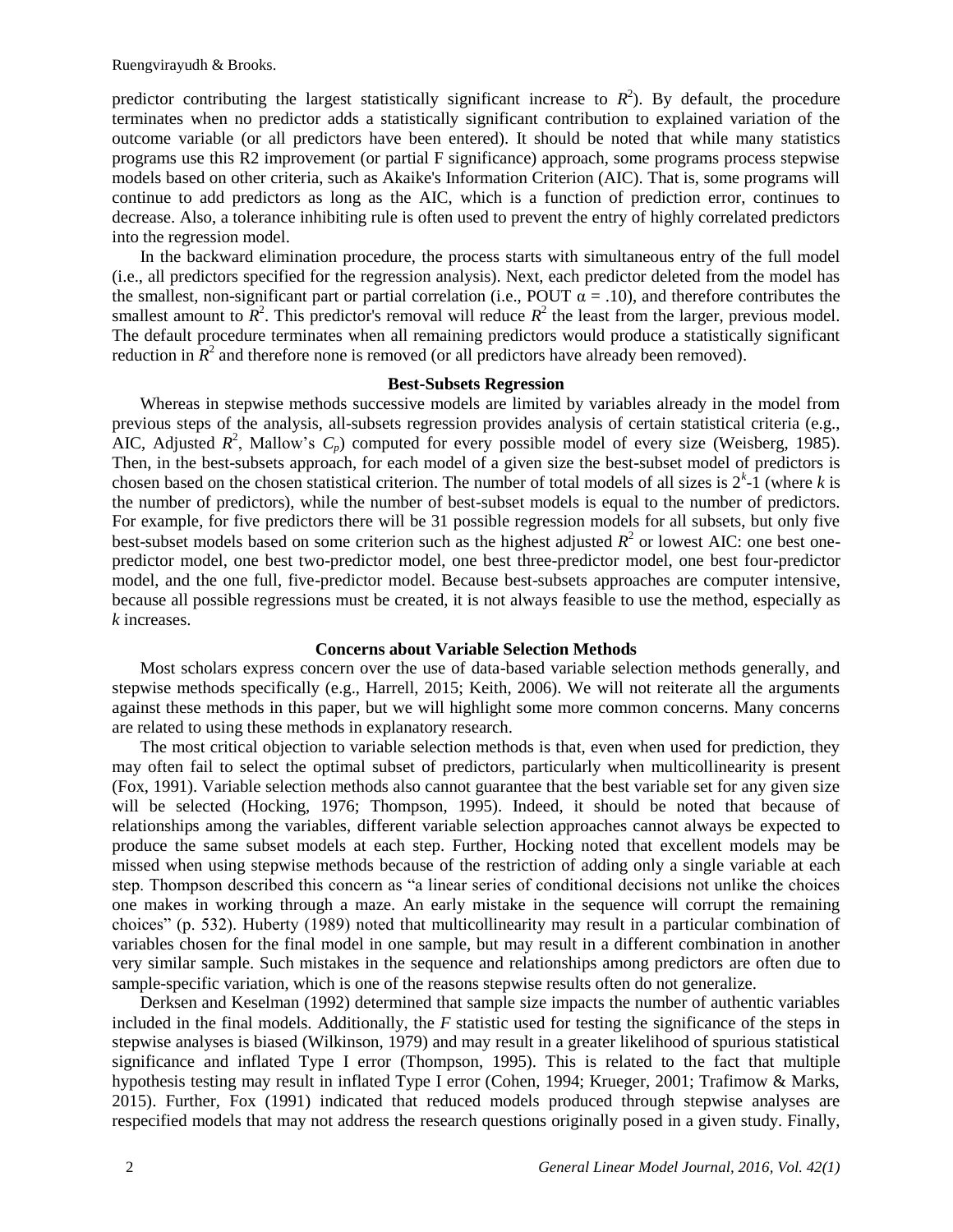predictor contributing the largest statistically significant increase to $R^2$). By default, the procedure terminates when no predictor adds a statistically significant contribution to explained variation of the outcome variable (or all predictors have been entered). It should be noted that while many statistics programs use this R2 improvement (or partial F significance) approach, some programs process stepwise models based on other criteria, such as Akaike's Information Criterion (AIC). That is, some programs will continue to add predictors as long as the AIC, which is a function of prediction error, continues to decrease. Also, a tolerance inhibiting rule is often used to prevent the entry of highly correlated predictors into the regression model.

In the backward elimination procedure, the process starts with simultaneous entry of the full model (i.e., all predictors specified for the regression analysis). Next, each predictor deleted from the model has the smallest, non-significant part or partial correlation (i.e., POUT $\alpha = .10$), and therefore contributes the smallest amount to $R^2$. This predictor's removal will reduce $R^2$ the least from the larger, previous model. The default procedure terminates when all remaining predictors would produce a statistically significant reduction in $R^2$ and therefore none is removed (or all predictors have already been removed).

### Best-Subsets Regression

Whereas in stepwise methods successive models are limited by variables already in the model from previous steps of the analysis, all-subsets regression provides analysis of certain statistical criteria (e.g., AIC, Adjusted $R^2$, Mallow's $C_p$) computed for every possible model of every size (Weisberg, 1985). Then, in the best-subsets approach, for each model of a given size the best-subset model of predictors is chosen based on the chosen statistical criterion. The number of total models of all sizes is $2^k$-1 (where $k$ is the number of predictors), while the number of best-subset models is equal to the number of predictors. For example, for five predictors there will be 31 possible regression models for all subsets, but only five best-subset models based on some criterion such as the highest adjusted $R^2$ or lowest AIC: one best one-predictor model, one best two-predictor model, one best three-predictor model, one best four-predictor model, and the one full, five-predictor model. Because best-subsets approaches are computer intensive, because all possible regressions must be created, it is not always feasible to use the method, especially as $k$ increases.

### Concerns about Variable Selection Methods

Most scholars express concern over the use of data-based variable selection methods generally, and stepwise methods specifically (e.g., Harrell, 2015; Keith, 2006). We will not reiterate all the arguments against these methods in this paper, but we will highlight some more common concerns. Many concerns are related to using these methods in explanatory research.

The most critical objection to variable selection methods is that, even when used for prediction, they may often fail to select the optimal subset of predictors, particularly when multicollinearity is present (Fox, 1991). Variable selection methods also cannot guarantee that the best variable set for any given size will be selected (Hocking, 1976; Thompson, 1995). Indeed, it should be noted that because of relationships among the variables, different variable selection approaches cannot always be expected to produce the same subset models at each step. Further, Hocking noted that excellent models may be missed when using stepwise methods because of the restriction of adding only a single variable at each step. Thompson described this concern as "a linear series of conditional decisions not unlike the choices one makes in working through a maze. An early mistake in the sequence will corrupt the remaining choices" (p. 532). Huberty (1989) noted that multicollinearity may result in a particular combination of variables chosen for the final model in one sample, but may result in a different combination in another very similar sample. Such mistakes in the sequence and relationships among predictors are often due to sample-specific variation, which is one of the reasons stepwise results often do not generalize.

Derksen and Keselman (1992) determined that sample size impacts the number of authentic variables included in the final models. Additionally, the $F$ statistic used for testing the significance of the steps in stepwise analyses is biased (Wilkinson, 1979) and may result in a greater likelihood of spurious statistical significance and inflated Type I error (Thompson, 1995). This is related to the fact that multiple hypothesis testing may result in inflated Type I error (Cohen, 1994; Krueger, 2001; Trafimow & Marks, 2015). Further, Fox (1991) indicated that reduced models produced through stepwise analyses are respecified models that may not address the research questions originally posed in a given study. Finally,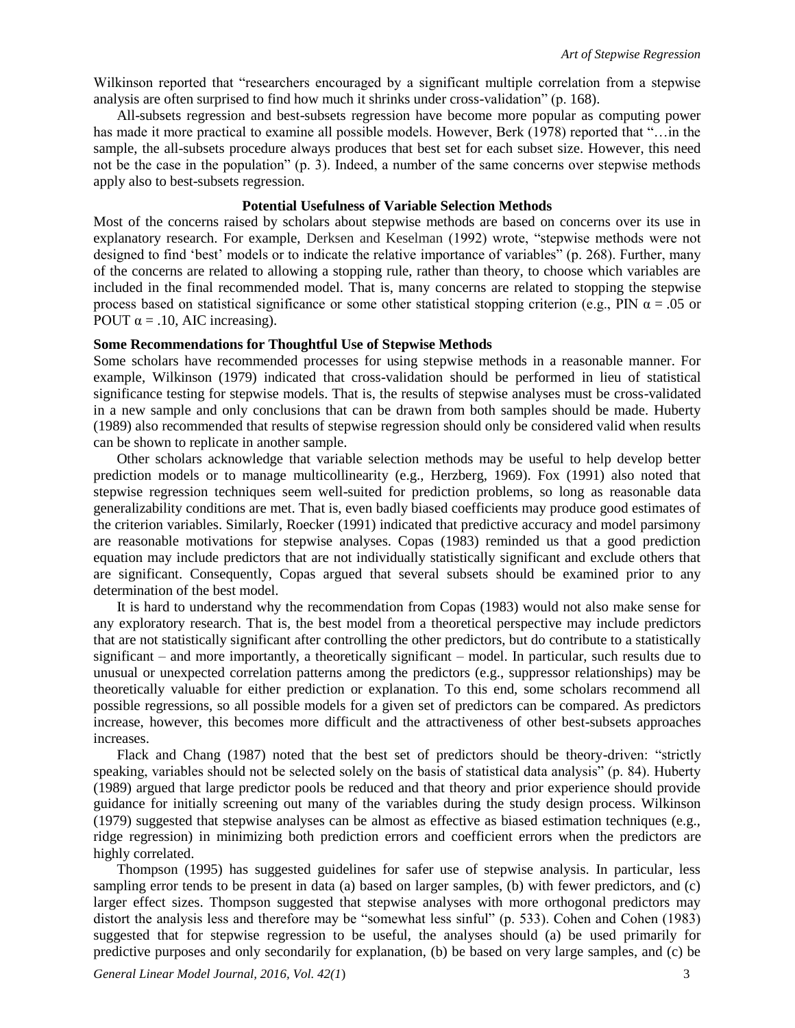Wilkinson reported that "researchers encouraged by a significant multiple correlation from a stepwise analysis are often surprised to find how much it shrinks under cross-validation" (p. 168).

All-subsets regression and best-subsets regression have become more popular as computing power has made it more practical to examine all possible models. However, Berk (1978) reported that "…in the sample, the all-subsets procedure always produces that best set for each subset size. However, this need not be the case in the population" (p. 3). Indeed, a number of the same concerns over stepwise methods apply also to best-subsets regression.

## Potential Usefulness of Variable Selection Methods

Most of the concerns raised by scholars about stepwise methods are based on concerns over its use in explanatory research. For example, Derksen and Keselman (1992) wrote, "stepwise methods were not designed to find 'best' models or to indicate the relative importance of variables" (p. 268). Further, many of the concerns are related to allowing a stopping rule, rather than theory, to choose which variables are included in the final recommended model. That is, many concerns are related to stopping the stepwise process based on statistical significance or some other statistical stopping criterion (e.g., PIN $\alpha = .05$ or POUT $\alpha = .10$, AIC increasing).

### Some Recommendations for Thoughtful Use of Stepwise Methods

Some scholars have recommended processes for using stepwise methods in a reasonable manner. For example, Wilkinson (1979) indicated that cross-validation should be performed in lieu of statistical significance testing for stepwise models. That is, the results of stepwise analyses must be cross-validated in a new sample and only conclusions that can be drawn from both samples should be made. Huberty (1989) also recommended that results of stepwise regression should only be considered valid when results can be shown to replicate in another sample.

Other scholars acknowledge that variable selection methods may be useful to help develop better prediction models or to manage multicollinearity (e.g., Herzberg, 1969). Fox (1991) also noted that stepwise regression techniques seem well-suited for prediction problems, so long as reasonable data generalizability conditions are met. That is, even badly biased coefficients may produce good estimates of the criterion variables. Similarly, Roecker (1991) indicated that predictive accuracy and model parsimony are reasonable motivations for stepwise analyses. Copas (1983) reminded us that a good prediction equation may include predictors that are not individually statistically significant and exclude others that are significant. Consequently, Copas argued that several subsets should be examined prior to any determination of the best model.

It is hard to understand why the recommendation from Copas (1983) would not also make sense for any exploratory research. That is, the best model from a theoretical perspective may include predictors that are not statistically significant after controlling the other predictors, but do contribute to a statistically significant – and more importantly, a theoretically significant – model. In particular, such results due to unusual or unexpected correlation patterns among the predictors (e.g., suppressor relationships) may be theoretically valuable for either prediction or explanation. To this end, some scholars recommend all possible regressions, so all possible models for a given set of predictors can be compared. As predictors increase, however, this becomes more difficult and the attractiveness of other best-subsets approaches increases.

Flack and Chang (1987) noted that the best set of predictors should be theory-driven: "strictly speaking, variables should not be selected solely on the basis of statistical data analysis" (p. 84). Huberty (1989) argued that large predictor pools be reduced and that theory and prior experience should provide guidance for initially screening out many of the variables during the study design process. Wilkinson (1979) suggested that stepwise analyses can be almost as effective as biased estimation techniques (e.g., ridge regression) in minimizing both prediction errors and coefficient errors when the predictors are highly correlated.

Thompson (1995) has suggested guidelines for safer use of stepwise analysis. In particular, less sampling error tends to be present in data (a) based on larger samples, (b) with fewer predictors, and (c) larger effect sizes. Thompson suggested that stepwise analyses with more orthogonal predictors may distort the analysis less and therefore may be "somewhat less sinful" (p. 533). Cohen and Cohen (1983) suggested that for stepwise regression to be useful, the analyses should (a) be used primarily for predictive purposes and only secondarily for explanation, (b) be based on very large samples, and (c) be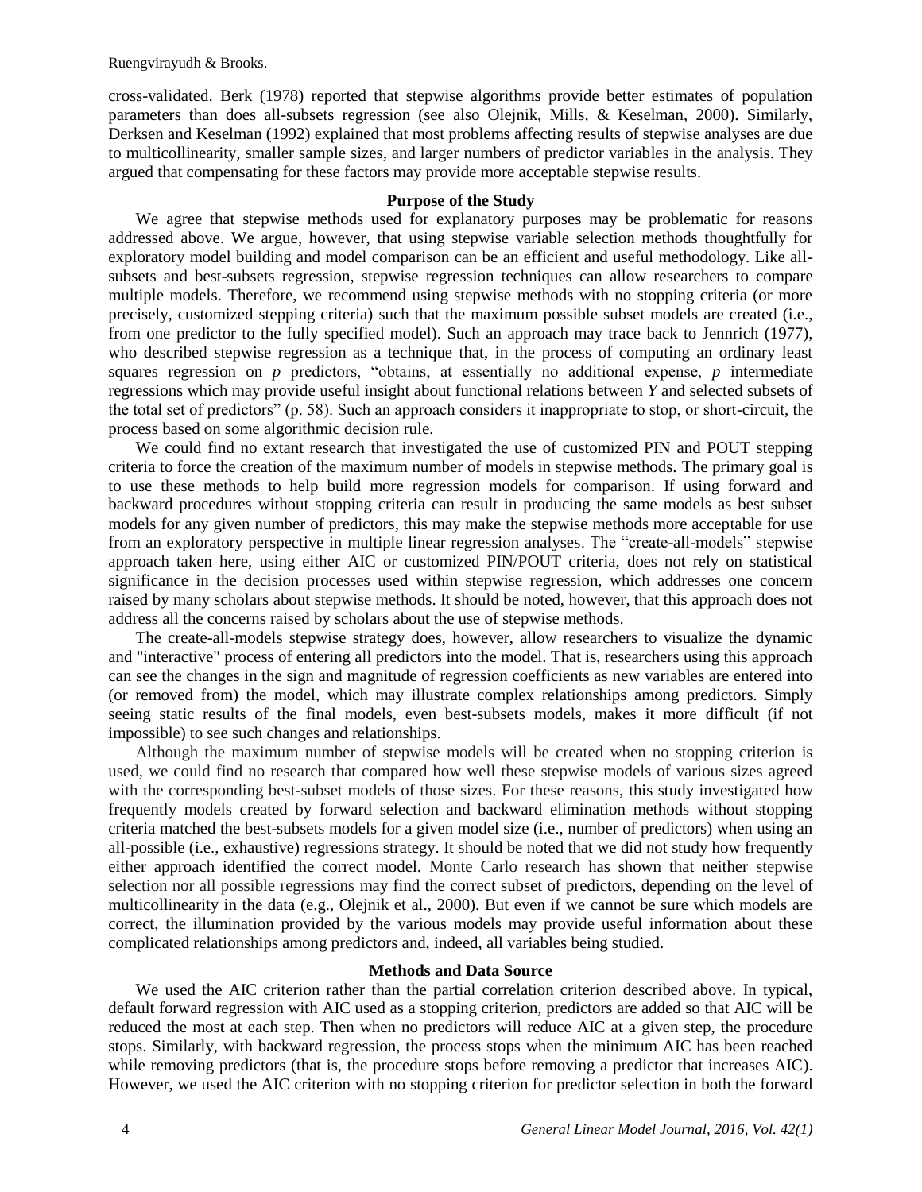cross-validated. Berk (1978) reported that stepwise algorithms provide better estimates of population parameters than does all-subsets regression (see also Olejnik, Mills, & Keselman, 2000). Similarly, Derksen and Keselman (1992) explained that most problems affecting results of stepwise analyses are due to multicollinearity, smaller sample sizes, and larger numbers of predictor variables in the analysis. They argued that compensating for these factors may provide more acceptable stepwise results.

### Purpose of the Study

We agree that stepwise methods used for explanatory purposes may be problematic for reasons addressed above. We argue, however, that using stepwise variable selection methods thoughtfully for exploratory model building and model comparison can be an efficient and useful methodology. Like all-subsets and best-subsets regression, stepwise regression techniques can allow researchers to compare multiple models. Therefore, we recommend using stepwise methods with no stopping criteria (or more precisely, customized stepping criteria) such that the maximum possible subset models are created (i.e., from one predictor to the fully specified model). Such an approach may trace back to Jennrich (1977), who described stepwise regression as a technique that, in the process of computing an ordinary least squares regression on $p$ predictors, "obtains, at essentially no additional expense, $p$ intermediate regressions which may provide useful insight about functional relations between $Y$ and selected subsets of the total set of predictors" (p. 58). Such an approach considers it inappropriate to stop, or short-circuit, the process based on some algorithmic decision rule.

We could find no extant research that investigated the use of customized PIN and POUT stepping criteria to force the creation of the maximum number of models in stepwise methods. The primary goal is to use these methods to help build more regression models for comparison. If using forward and backward procedures without stopping criteria can result in producing the same models as best subset models for any given number of predictors, this may make the stepwise methods more acceptable for use from an exploratory perspective in multiple linear regression analyses. The "create-all-models" stepwise approach taken here, using either AIC or customized PIN/POUT criteria, does not rely on statistical significance in the decision processes used within stepwise regression, which addresses one concern raised by many scholars about stepwise methods. It should be noted, however, that this approach does not address all the concerns raised by scholars about the use of stepwise methods.

The create-all-models stepwise strategy does, however, allow researchers to visualize the dynamic and "interactive" process of entering all predictors into the model. That is, researchers using this approach can see the changes in the sign and magnitude of regression coefficients as new variables are entered into (or removed from) the model, which may illustrate complex relationships among predictors. Simply seeing static results of the final models, even best-subsets models, makes it more difficult (if not impossible) to see such changes and relationships.

Although the maximum number of stepwise models will be created when no stopping criterion is used, we could find no research that compared how well these stepwise models of various sizes agreed with the corresponding best-subset models of those sizes. For these reasons, this study investigated how frequently models created by forward selection and backward elimination methods without stopping criteria matched the best-subsets models for a given model size (i.e., number of predictors) when using an all-possible (i.e., exhaustive) regressions strategy. It should be noted that we did not study how frequently either approach identified the correct model. Monte Carlo research has shown that neither stepwise selection nor all possible regressions may find the correct subset of predictors, depending on the level of multicollinearity in the data (e.g., Olejnik et al., 2000). But even if we cannot be sure which models are correct, the illumination provided by the various models may provide useful information about these complicated relationships among predictors and, indeed, all variables being studied.

### Methods and Data Source

We used the AIC criterion rather than the partial correlation criterion described above. In typical, default forward regression with AIC used as a stopping criterion, predictors are added so that AIC will be reduced the most at each step. Then when no predictors will reduce AIC at a given step, the procedure stops. Similarly, with backward regression, the process stops when the minimum AIC has been reached while removing predictors (that is, the procedure stops before removing a predictor that increases AIC). However, we used the AIC criterion with no stopping criterion for predictor selection in both the forward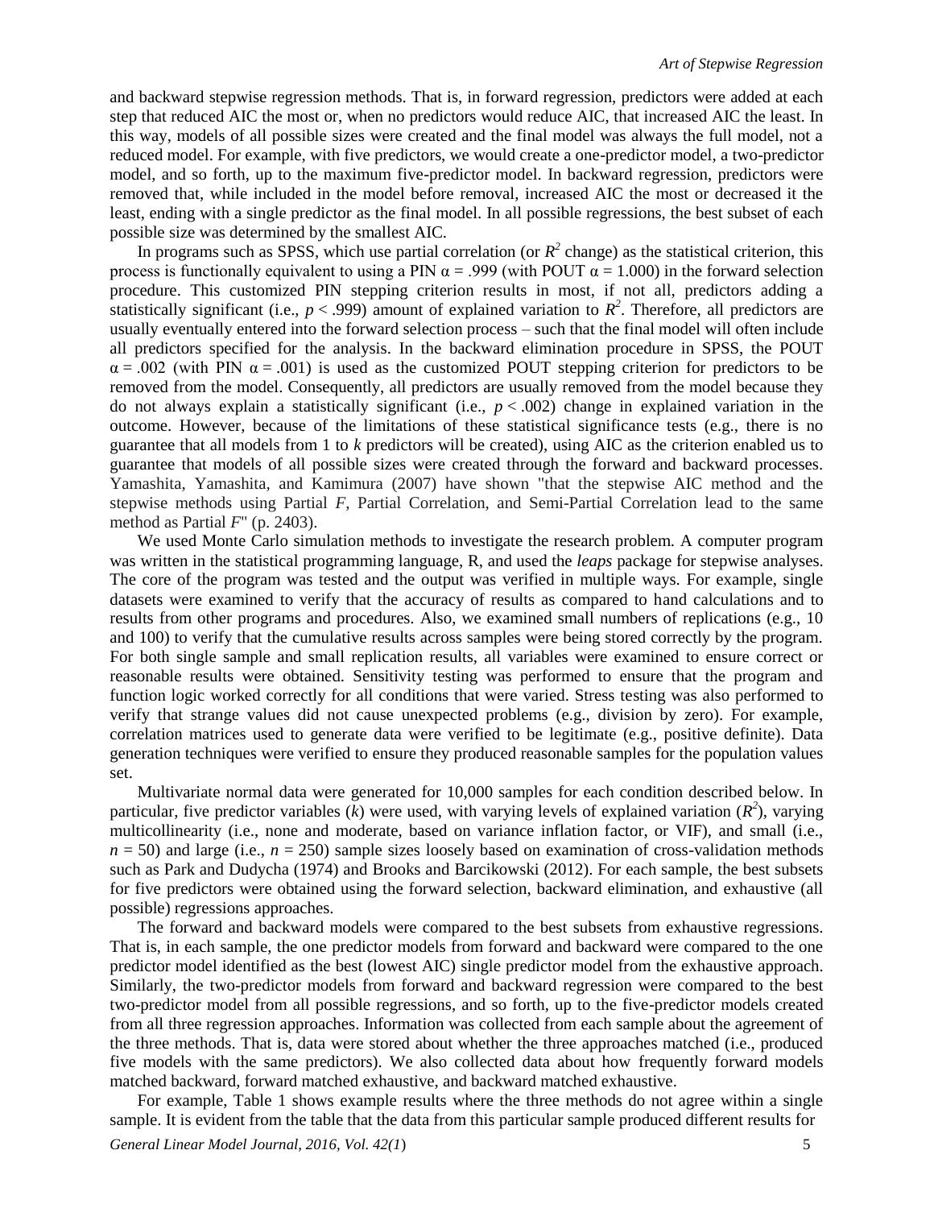and backward stepwise regression methods. That is, in forward regression, predictors were added at each step that reduced AIC the most or, when no predictors would reduce AIC, that increased AIC the least. In this way, models of all possible sizes were created and the final model was always the full model, not a reduced model. For example, with five predictors, we would create a one-predictor model, a two-predictor model, and so forth, up to the maximum five-predictor model. In backward regression, predictors were removed that, while included in the model before removal, increased AIC the most or decreased it the least, ending with a single predictor as the final model. In all possible regressions, the best subset of each possible size was determined by the smallest AIC.

In programs such as SPSS, which use partial correlation (or $R^2$ change) as the statistical criterion, this process is functionally equivalent to using a PIN $\alpha = .999$ (with POUT $\alpha = 1.000$) in the forward selection procedure. This customized PIN stepping criterion results in most, if not all, predictors adding a statistically significant (i.e., $p < .999$) amount of explained variation to $R^2$. Therefore, all predictors are usually eventually entered into the forward selection process – such that the final model will often include all predictors specified for the analysis. In the backward elimination procedure in SPSS, the POUT $\alpha = .002$ (with PIN $\alpha = .001$) is used as the customized POUT stepping criterion for predictors to be removed from the model. Consequently, all predictors are usually removed from the model because they do not always explain a statistically significant (i.e., $p < .002$) change in explained variation in the outcome. However, because of the limitations of these statistical significance tests (e.g., there is no guarantee that all models from 1 to *k* predictors will be created), using AIC as the criterion enabled us to guarantee that models of all possible sizes were created through the forward and backward processes. Yamashita, Yamashita, and Kamimura (2007) have shown "that the stepwise AIC method and the stepwise methods using Partial *F*, Partial Correlation, and Semi-Partial Correlation lead to the same method as Partial *F*" (p. 2403).

We used Monte Carlo simulation methods to investigate the research problem. A computer program was written in the statistical programming language, R, and used the *leaps* package for stepwise analyses. The core of the program was tested and the output was verified in multiple ways. For example, single datasets were examined to verify that the accuracy of results as compared to hand calculations and to results from other programs and procedures. Also, we examined small numbers of replications (e.g., 10 and 100) to verify that the cumulative results across samples were being stored correctly by the program. For both single sample and small replication results, all variables were examined to ensure correct or reasonable results were obtained. Sensitivity testing was performed to ensure that the program and function logic worked correctly for all conditions that were varied. Stress testing was also performed to verify that strange values did not cause unexpected problems (e.g., division by zero). For example, correlation matrices used to generate data were verified to be legitimate (e.g., positive definite). Data generation techniques were verified to ensure they produced reasonable samples for the population values set.

Multivariate normal data were generated for 10,000 samples for each condition described below. In particular, five predictor variables ($k$) were used, with varying levels of explained variation ($R^2$), varying multicollinearity (i.e., none and moderate, based on variance inflation factor, or VIF), and small (i.e., $n = 50$) and large (i.e., $n = 250$) sample sizes loosely based on examination of cross-validation methods such as Park and Dudycha (1974) and Brooks and Barcikowski (2012). For each sample, the best subsets for five predictors were obtained using the forward selection, backward elimination, and exhaustive (all possible) regressions approaches.

The forward and backward models were compared to the best subsets from exhaustive regressions. That is, in each sample, the one predictor models from forward and backward were compared to the one predictor model identified as the best (lowest AIC) single predictor model from the exhaustive approach. Similarly, the two-predictor models from forward and backward regression were compared to the best two-predictor model from all possible regressions, and so forth, up to the five-predictor models created from all three regression approaches. Information was collected from each sample about the agreement of the three methods. That is, data were stored about whether the three approaches matched (i.e., produced five models with the same predictors). We also collected data about how frequently forward models matched backward, forward matched exhaustive, and backward matched exhaustive.

For example, Table 1 shows example results where the three methods do not agree within a single sample. It is evident from the table that the data from this particular sample produced different results for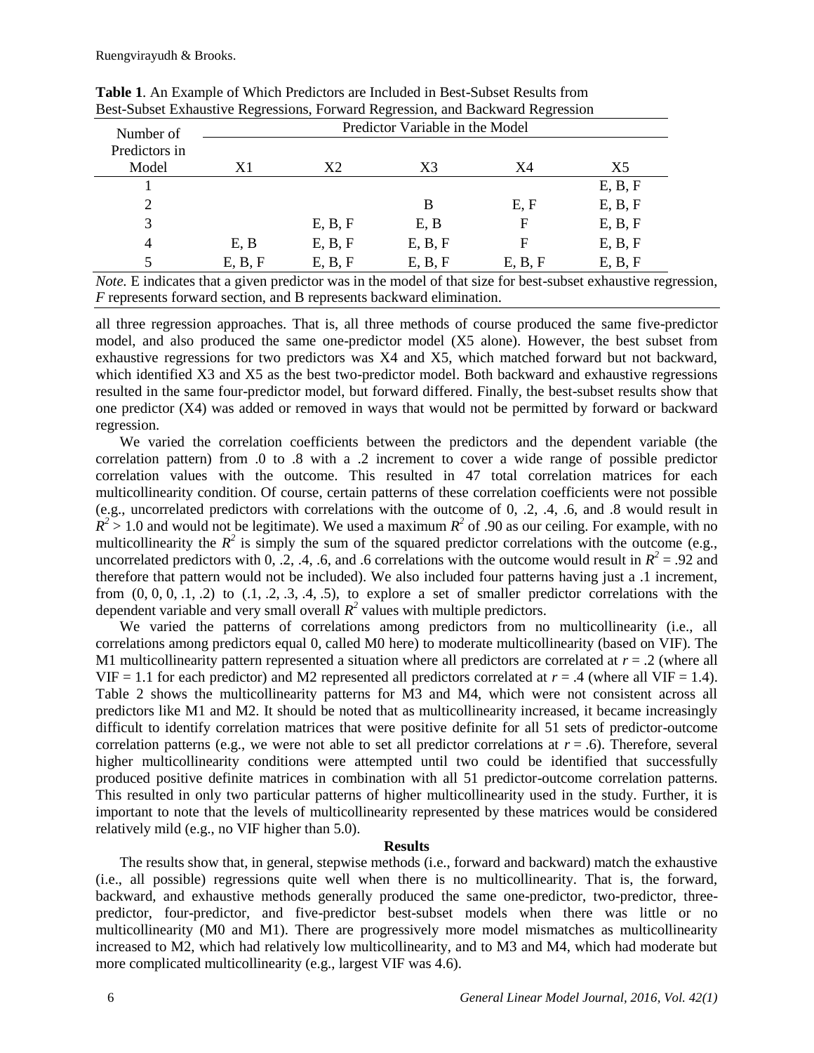**Table 1**. An Example of Which Predictors are Included in Best-Subset Results from Best-Subset Exhaustive Regressions, Forward Regression, and Backward Regression

| Number of Predictors in Model | Predictor Variable in the Model | | | | |
|---|---|---|---|---|---|
| | X1 | X2 | X3 | X4 | X5 |
| 1 | | | | | E, B, F |
| 2 | | | B | E, F | E, B, F |
| 3 | | E, B, F | E, B | F | E, B, F |
| 4 | E, B | E, B, F | E, B, F | F | E, B, F |
| 5 | E, B, F | E, B, F | E, B, F | E, B, F | E, B, F |

*Note.* E indicates that a given predictor was in the model of that size for best-subset exhaustive regression, *F* represents forward section, and B represents backward elimination.

all three regression approaches. That is, all three methods of course produced the same five-predictor model, and also produced the same one-predictor model (X5 alone). However, the best subset from exhaustive regressions for two predictors was X4 and X5, which matched forward but not backward, which identified X3 and X5 as the best two-predictor model. Both backward and exhaustive regressions resulted in the same four-predictor model, but forward differed. Finally, the best-subset results show that one predictor (X4) was added or removed in ways that would not be permitted by forward or backward regression.

We varied the correlation coefficients between the predictors and the dependent variable (the correlation pattern) from .0 to .8 with a .2 increment to cover a wide range of possible predictor correlation values with the outcome. This resulted in 47 total correlation matrices for each multicollinearity condition. Of course, certain patterns of these correlation coefficients were not possible (e.g., uncorrelated predictors with correlations with the outcome of 0, .2, .4, .6, and .8 would result in $R^2 > 1.0$ and would not be legitimate). We used a maximum $R^2$ of .90 as our ceiling. For example, with no multicollinearity the $R^2$ is simply the sum of the squared predictor correlations with the outcome (e.g., uncorrelated predictors with 0, .2, .4, .6, and .6 correlations with the outcome would result in $R^2 = .92$ and therefore that pattern would not be included). We also included four patterns having just a .1 increment, from (0, 0, 0, .1, .2) to (.1, .2, .3, .4, .5), to explore a set of smaller predictor correlations with the dependent variable and very small overall $R^2$ values with multiple predictors.

We varied the patterns of correlations among predictors from no multicollinearity (i.e., all correlations among predictors equal 0, called M0 here) to moderate multicollinearity (based on VIF). The M1 multicollinearity pattern represented a situation where all predictors are correlated at $r = .2$ (where all VIF = 1.1 for each predictor) and M2 represented all predictors correlated at $r = .4$ (where all VIF = 1.4). Table 2 shows the multicollinearity patterns for M3 and M4, which were not consistent across all predictors like M1 and M2. It should be noted that as multicollinearity increased, it became increasingly difficult to identify correlation matrices that were positive definite for all 51 sets of predictor-outcome correlation patterns (e.g., we were not able to set all predictor correlations at $r = .6$). Therefore, several higher multicollinearity conditions were attempted until two could be identified that successfully produced positive definite matrices in combination with all 51 predictor-outcome correlation patterns. This resulted in only two particular patterns of higher multicollinearity used in the study. Further, it is important to note that the levels of multicollinearity represented by these matrices would be considered relatively mild (e.g., no VIF higher than 5.0).

## Results

The results show that, in general, stepwise methods (i.e., forward and backward) match the exhaustive (i.e., all possible) regressions quite well when there is no multicollinearity. That is, the forward, backward, and exhaustive methods generally produced the same one-predictor, two-predictor, three-predictor, four-predictor, and five-predictor best-subset models when there was little or no multicollinearity (M0 and M1). There are progressively more model mismatches as multicollinearity increased to M2, which had relatively low multicollinearity, and to M3 and M4, which had moderate but more complicated multicollinearity (e.g., largest VIF was 4.6).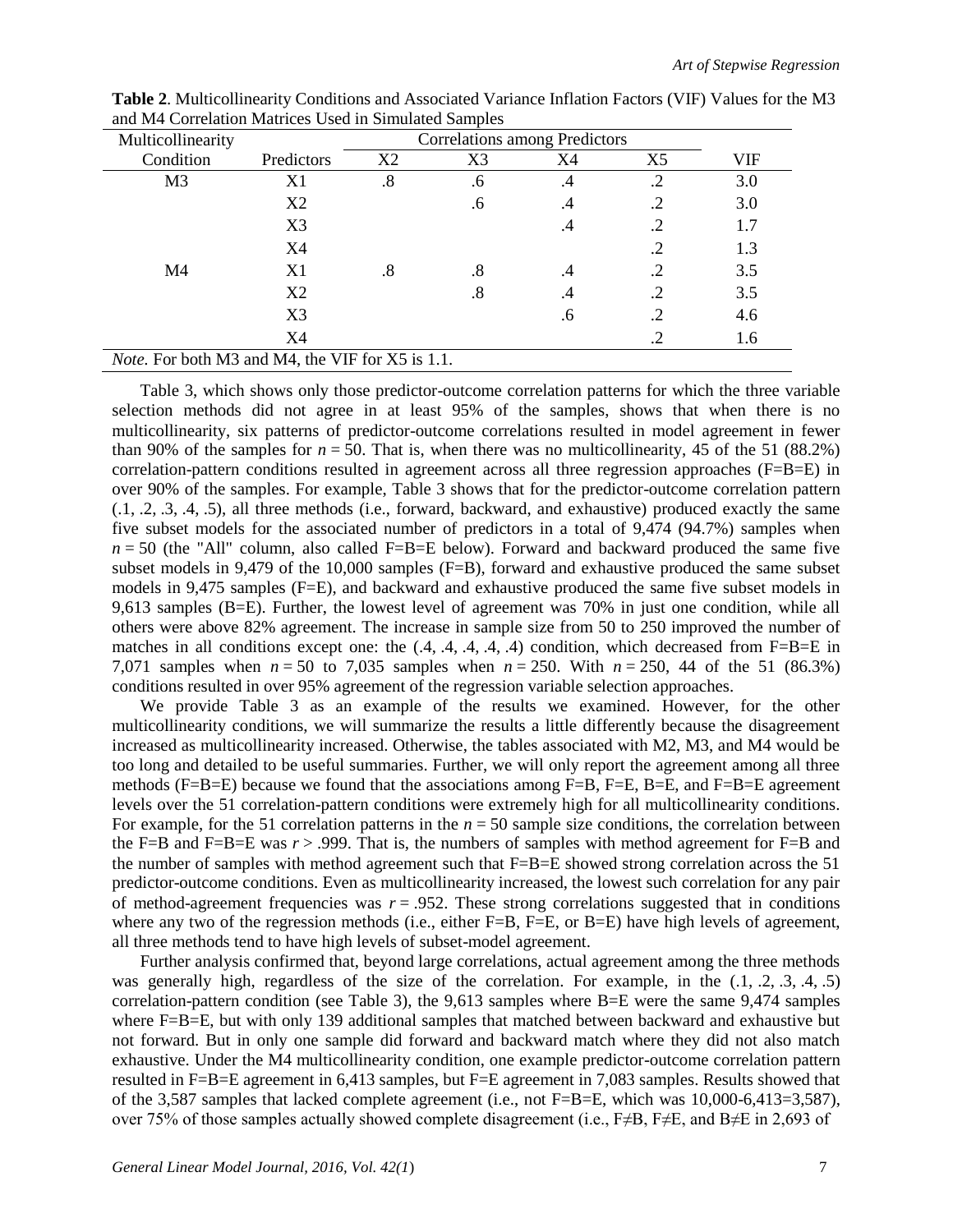**Table 2**. Multicollinearity Conditions and Associated Variance Inflation Factors (VIF) Values for the M3 and M4 Correlation Matrices Used in Simulated Samples

| Multicollinearity Condition | Predictors | Correlations among Predictors X2 | X3 | X4 | X5 | VIF |
|---|---|---|---|---|---|---|
| M3 | X1 | .8 | .6 | .4 | .2 | 3.0 |
| | X2 | | .6 | .4 | .2 | 3.0 |
| | X3 | | | .4 | .2 | 1.7 |
| | X4 | | | | .2 | 1.3 |
| M4 | X1 | .8 | .8 | .4 | .2 | 3.5 |
| | X2 | | .8 | .4 | .2 | 3.5 |
| | X3 | | | .6 | .2 | 4.6 |
| | X4 | | | | .2 | 1.6 |

*Note.* For both M3 and M4, the VIF for X5 is 1.1.

Table 3, which shows only those predictor-outcome correlation patterns for which the three variable selection methods did not agree in at least 95% of the samples, shows that when there is no multicollinearity, six patterns of predictor-outcome correlations resulted in model agreement in fewer than 90% of the samples for $n = 50$. That is, when there was no multicollinearity, 45 of the 51 (88.2%) correlation-pattern conditions resulted in agreement across all three regression approaches (F=B=E) in over 90% of the samples. For example, Table 3 shows that for the predictor-outcome correlation pattern (.1, .2, .3, .4, .5), all three methods (i.e., forward, backward, and exhaustive) produced exactly the same five subset models for the associated number of predictors in a total of 9,474 (94.7%) samples when $n = 50$ (the "All" column, also called F=B=E below). Forward and backward produced the same five subset models in 9,479 of the 10,000 samples (F=B), forward and exhaustive produced the same subset models in 9,475 samples (F=E), and backward and exhaustive produced the same five subset models in 9,613 samples (B=E). Further, the lowest level of agreement was 70% in just one condition, while all others were above 82% agreement. The increase in sample size from 50 to 250 improved the number of matches in all conditions except one: the (.4, .4, .4, .4, .4) condition, which decreased from F=B=E in 7,071 samples when $n = 50$ to 7,035 samples when $n = 250$. With $n = 250$, 44 of the 51 (86.3%) conditions resulted in over 95% agreement of the regression variable selection approaches.

We provide Table 3 as an example of the results we examined. However, for the other multicollinearity conditions, we will summarize the results a little differently because the disagreement increased as multicollinearity increased. Otherwise, the tables associated with M2, M3, and M4 would be too long and detailed to be useful summaries. Further, we will only report the agreement among all three methods (F=B=E) because we found that the associations among F=B, F=E, B=E, and F=B=E agreement levels over the 51 correlation-pattern conditions were extremely high for all multicollinearity conditions. For example, for the 51 correlation patterns in the $n = 50$ sample size conditions, the correlation between the F=B and F=B=E was $r > .999$. That is, the numbers of samples with method agreement for F=B and the number of samples with method agreement such that F=B=E showed strong correlation across the 51 predictor-outcome conditions. Even as multicollinearity increased, the lowest such correlation for any pair of method-agreement frequencies was $r = .952$. These strong correlations suggested that in conditions where any two of the regression methods (i.e., either F=B, F=E, or B=E) have high levels of agreement, all three methods tend to have high levels of subset-model agreement.

Further analysis confirmed that, beyond large correlations, actual agreement among the three methods was generally high, regardless of the size of the correlation. For example, in the (.1, .2, .3, .4, .5) correlation-pattern condition (see Table 3), the 9,613 samples where B=E were the same 9,474 samples where F=B=E, but with only 139 additional samples that matched between backward and exhaustive but not forward. But in only one sample did forward and backward match where they did not also match exhaustive. Under the M4 multicollinearity condition, one example predictor-outcome correlation pattern resulted in F=B=E agreement in 6,413 samples, but F=E agreement in 7,083 samples. Results showed that of the 3,587 samples that lacked complete agreement (i.e., not F=B=E, which was 10,000-6,413=3,587), over 75% of those samples actually showed complete disagreement (i.e., F≠B, F≠E, and B≠E in 2,693 of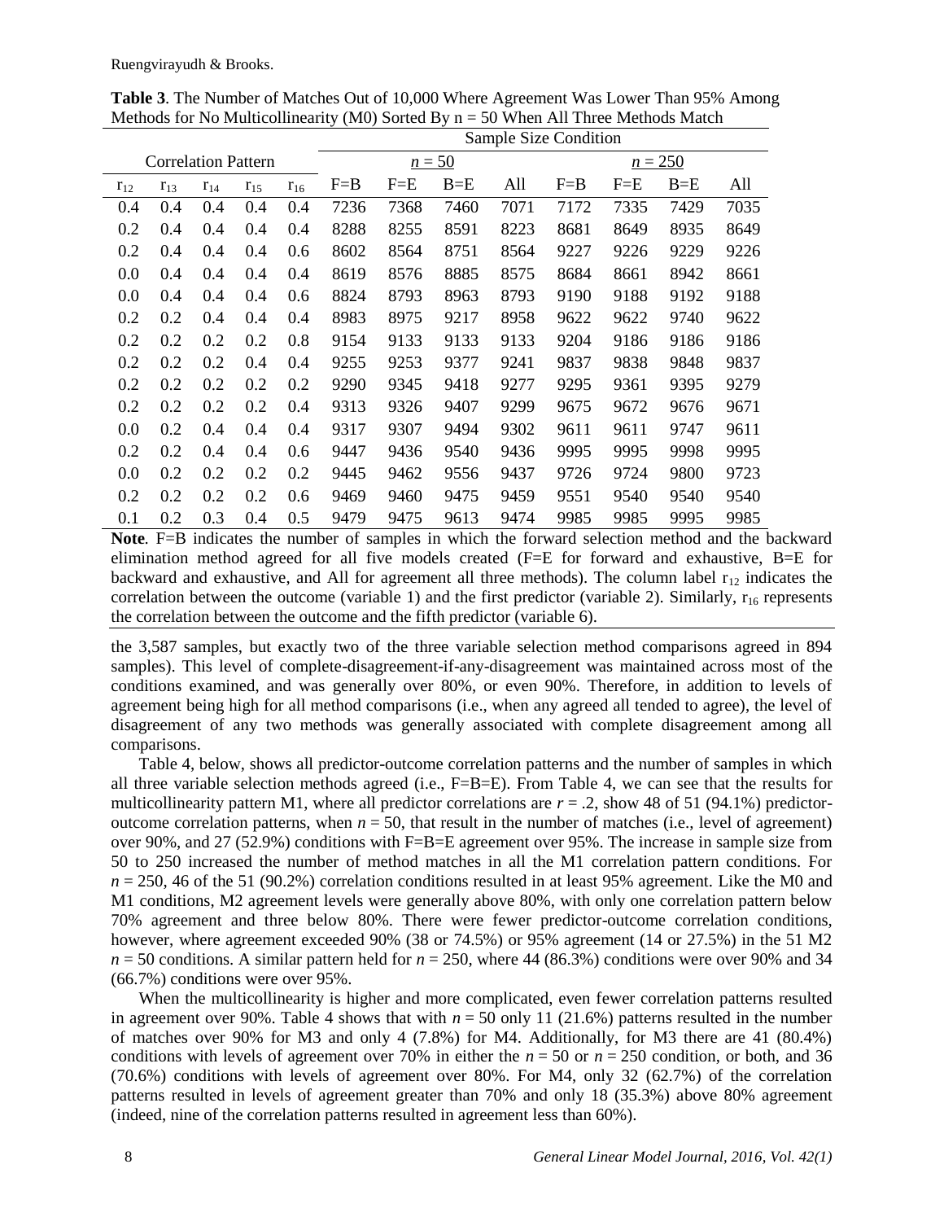**Table 3**. The Number of Matches Out of 10,000 Where Agreement Was Lower Than 95% Among Methods for No Multicollinearity (M0) Sorted By n = 50 When All Three Methods Match

| Correlation Pattern | | | | | Sample Size Condition | | | | | | | |
|---|---|---|---|---|---|---|---|---|---|---|---|---|
| | | | | | $n$ = 50 | | | | $n$ = 250 | | | |
| $r_{12}$ | $r_{13}$ | $r_{14}$ | $r_{15}$ | $r_{16}$ | F=B | F=E | B=E | All | F=B | F=E | B=E | All |
| 0.4 | 0.4 | 0.4 | 0.4 | 0.4 | 7236 | 7368 | 7460 | 7071 | 7172 | 7335 | 7429 | 7035 |
| 0.2 | 0.4 | 0.4 | 0.4 | 0.4 | 8288 | 8255 | 8591 | 8223 | 8681 | 8649 | 8935 | 8649 |
| 0.2 | 0.4 | 0.4 | 0.4 | 0.6 | 8602 | 8564 | 8751 | 8564 | 9227 | 9226 | 9229 | 9226 |
| 0.0 | 0.4 | 0.4 | 0.4 | 0.4 | 8619 | 8576 | 8885 | 8575 | 8684 | 8661 | 8942 | 8661 |
| 0.0 | 0.4 | 0.4 | 0.4 | 0.6 | 8824 | 8793 | 8963 | 8793 | 9190 | 9188 | 9192 | 9188 |
| 0.2 | 0.2 | 0.4 | 0.4 | 0.4 | 8983 | 8975 | 9217 | 8958 | 9622 | 9622 | 9740 | 9622 |
| 0.2 | 0.2 | 0.2 | 0.2 | 0.8 | 9154 | 9133 | 9133 | 9133 | 9204 | 9186 | 9186 | 9186 |
| 0.2 | 0.2 | 0.2 | 0.4 | 0.4 | 9255 | 9253 | 9377 | 9241 | 9837 | 9838 | 9848 | 9837 |
| 0.2 | 0.2 | 0.2 | 0.2 | 0.2 | 9290 | 9345 | 9418 | 9277 | 9295 | 9361 | 9395 | 9279 |
| 0.2 | 0.2 | 0.2 | 0.2 | 0.4 | 9313 | 9326 | 9407 | 9299 | 9675 | 9672 | 9676 | 9671 |
| 0.0 | 0.2 | 0.4 | 0.4 | 0.4 | 9317 | 9307 | 9494 | 9302 | 9611 | 9611 | 9747 | 9611 |
| 0.2 | 0.2 | 0.4 | 0.4 | 0.6 | 9447 | 9436 | 9540 | 9436 | 9995 | 9995 | 9998 | 9995 |
| 0.0 | 0.2 | 0.2 | 0.2 | 0.2 | 9445 | 9462 | 9556 | 9437 | 9726 | 9724 | 9800 | 9723 |
| 0.2 | 0.2 | 0.2 | 0.2 | 0.6 | 9469 | 9460 | 9475 | 9459 | 9551 | 9540 | 9540 | 9540 |
| 0.1 | 0.2 | 0.3 | 0.4 | 0.5 | 9479 | 9475 | 9613 | 9474 | 9985 | 9985 | 9995 | 9985 |

**Note**. F=B indicates the number of samples in which the forward selection method and the backward elimination method agreed for all five models created (F=E for forward and exhaustive, B=E for backward and exhaustive, and All for agreement all three methods). The column label $r_{12}$ indicates the correlation between the outcome (variable 1) and the first predictor (variable 2). Similarly, $r_{16}$ represents the correlation between the outcome and the fifth predictor (variable 6).

the 3,587 samples, but exactly two of the three variable selection method comparisons agreed in 894 samples). This level of complete-disagreement-if-any-disagreement was maintained across most of the conditions examined, and was generally over 80%, or even 90%. Therefore, in addition to levels of agreement being high for all method comparisons (i.e., when any agreed all tended to agree), the level of disagreement of any two methods was generally associated with complete disagreement among all comparisons.

Table 4, below, shows all predictor-outcome correlation patterns and the number of samples in which all three variable selection methods agreed (i.e., F=B=E). From Table 4, we can see that the results for multicollinearity pattern M1, where all predictor correlations are $r$ = .2, show 48 of 51 (94.1%) predictor-outcome correlation patterns, when $n$ = 50, that result in the number of matches (i.e., level of agreement) over 90%, and 27 (52.9%) conditions with F=B=E agreement over 95%. The increase in sample size from 50 to 250 increased the number of method matches in all the M1 correlation pattern conditions. For $n$ = 250, 46 of the 51 (90.2%) correlation conditions resulted in at least 95% agreement. Like the M0 and M1 conditions, M2 agreement levels were generally above 80%, with only one correlation pattern below 70% agreement and three below 80%. There were fewer predictor-outcome correlation conditions, however, where agreement exceeded 90% (38 or 74.5%) or 95% agreement (14 or 27.5%) in the 51 M2 $n$ = 50 conditions. A similar pattern held for $n$ = 250, where 44 (86.3%) conditions were over 90% and 34 (66.7%) conditions were over 95%.

When the multicollinearity is higher and more complicated, even fewer correlation patterns resulted in agreement over 90%. Table 4 shows that with $n$ = 50 only 11 (21.6%) patterns resulted in the number of matches over 90% for M3 and only 4 (7.8%) for M4. Additionally, for M3 there are 41 (80.4%) conditions with levels of agreement over 70% in either the $n$ = 50 or $n$ = 250 condition, or both, and 36 (70.6%) conditions with levels of agreement over 80%. For M4, only 32 (62.7%) of the correlation patterns resulted in levels of agreement greater than 70% and only 18 (35.3%) above 80% agreement (indeed, nine of the correlation patterns resulted in agreement less than 60%).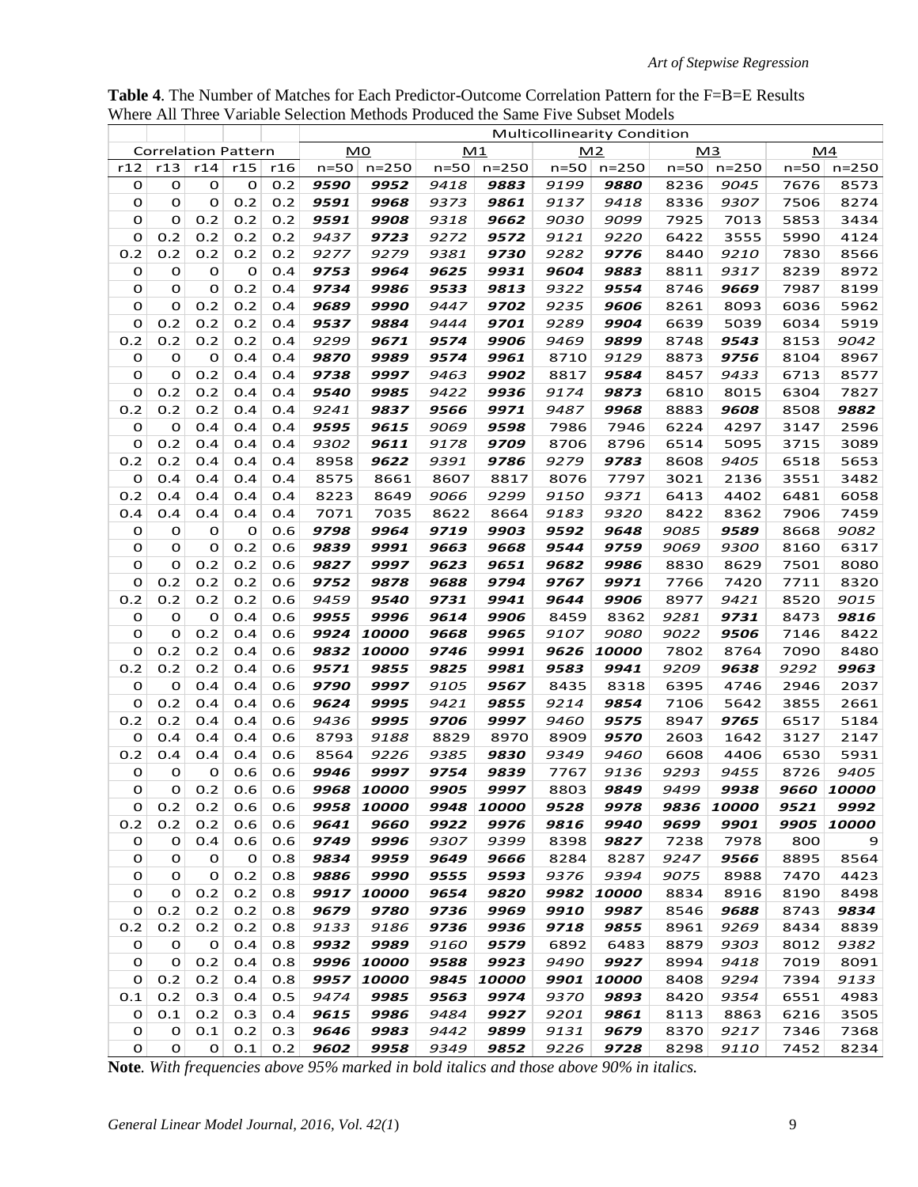**Table 4**. The Number of Matches for Each Predictor-Outcome Correlation Pattern for the F=B=E Results Where All Three Variable Selection Methods Produced the Same Five Subset Models

| Correlation Pattern | | | | | Multicollinearity Condition | | | | | | | | | |
|---|---|---|---|---|---|---|---|---|---|---|---|---|---|---|
| | | | | | M0 | | M1 | | M2 | | M3 | | M4 | |
| r12 | r13 | r14 | r15 | r16 | n=50 | n=250 | n=50 | n=250 | n=50 | n=250 | n=50 | n=250 | n=50 | n=250 |
| 0 | 0 | 0 | 0 | 0.2 | ***9590*** | ***9952*** | *9418* | ***9883*** | *9199* | ***9880*** | 8236 | *9045* | 7676 | 8573 |
| 0 | 0 | 0 | 0.2 | 0.2 | ***9591*** | ***9968*** | *9373* | ***9861*** | *9137* | *9418* | 8336 | *9307* | 7506 | 8274 |
| 0 | 0 | 0.2 | 0.2 | 0.2 | ***9591*** | ***9908*** | *9318* | ***9662*** | *9030* | *9099* | 7925 | 7013 | 5853 | 3434 |
| 0 | 0.2 | 0.2 | 0.2 | 0.2 | *9437* | ***9723*** | *9272* | ***9572*** | *9121* | *9220* | 6422 | 3555 | 5990 | 4124 |
| 0.2 | 0.2 | 0.2 | 0.2 | 0.2 | *9277* | *9279* | *9381* | ***9730*** | *9282* | ***9776*** | 8440 | *9210* | 7830 | 8566 |
| 0 | 0 | 0 | 0 | 0.4 | ***9753*** | ***9964*** | ***9625*** | ***9931*** | ***9604*** | ***9883*** | 8811 | *9317* | 8239 | 8972 |
| 0 | 0 | 0 | 0.2 | 0.4 | ***9734*** | ***9986*** | ***9533*** | ***9813*** | *9322* | ***9554*** | 8746 | ***9669*** | 7987 | 8199 |
| 0 | 0 | 0.2 | 0.2 | 0.4 | ***9689*** | ***9990*** | *9447* | ***9702*** | *9235* | ***9606*** | 8261 | 8093 | 6036 | 5962 |
| 0 | 0.2 | 0.2 | 0.2 | 0.4 | ***9537*** | ***9884*** | *9444* | ***9701*** | *9289* | ***9904*** | 6639 | 5039 | 6034 | 5919 |
| 0.2 | 0.2 | 0.2 | 0.2 | 0.4 | *9299* | ***9671*** | ***9574*** | ***9906*** | *9469* | ***9899*** | 8748 | ***9543*** | 8153 | *9042* |
| 0 | 0 | 0 | 0.4 | 0.4 | ***9870*** | ***9989*** | ***9574*** | ***9961*** | 8710 | *9129* | 8873 | ***9756*** | 8104 | 8967 |
| 0 | 0 | 0.2 | 0.4 | 0.4 | ***9738*** | ***9997*** | *9463* | ***9902*** | 8817 | ***9584*** | 8457 | *9433* | 6713 | 8577 |
| 0 | 0.2 | 0.2 | 0.4 | 0.4 | ***9540*** | ***9985*** | *9422* | ***9936*** | *9174* | ***9873*** | 6810 | 8015 | 6304 | 7827 |
| 0.2 | 0.2 | 0.2 | 0.4 | 0.4 | *9241* | ***9837*** | ***9566*** | ***9971*** | *9487* | ***9968*** | 8883 | ***9608*** | 8508 | ***9882*** |
| 0 | 0 | 0.4 | 0.4 | 0.4 | ***9595*** | ***9615*** | *9069* | ***9598*** | 7986 | 7946 | 6224 | 4297 | 3147 | 2596 |
| 0 | 0.2 | 0.4 | 0.4 | 0.4 | *9302* | ***9611*** | *9178* | ***9709*** | 8706 | 8796 | 6514 | 5095 | 3715 | 3089 |
| 0.2 | 0.2 | 0.4 | 0.4 | 0.4 | 8958 | ***9622*** | *9391* | ***9786*** | *9279* | ***9783*** | 8608 | *9405* | 6518 | 5653 |
| 0 | 0.4 | 0.4 | 0.4 | 0.4 | 8575 | 8661 | 8607 | 8817 | 8076 | 7797 | 3021 | 2136 | 3551 | 3482 |
| 0.2 | 0.4 | 0.4 | 0.4 | 0.4 | 8223 | 8649 | *9066* | *9299* | *9150* | *9371* | 6413 | 4402 | 6481 | 6058 |
| 0.4 | 0.4 | 0.4 | 0.4 | 0.4 | 7071 | 7035 | 8622 | 8664 | *9183* | *9320* | 8422 | 8362 | 7906 | 7459 |
| 0 | 0 | 0 | 0 | 0.6 | ***9798*** | ***9964*** | ***9719*** | ***9903*** | ***9592*** | ***9648*** | *9085* | ***9589*** | 8668 | *9082* |
| 0 | 0 | 0 | 0.2 | 0.6 | ***9839*** | ***9991*** | ***9663*** | ***9668*** | ***9544*** | ***9759*** | *9069* | *9300* | 8160 | 6317 |
| 0 | 0 | 0.2 | 0.2 | 0.6 | ***9827*** | ***9997*** | ***9623*** | ***9651*** | ***9682*** | ***9986*** | 8830 | 8629 | 7501 | 8080 |
| 0 | 0.2 | 0.2 | 0.2 | 0.6 | ***9752*** | ***9878*** | ***9688*** | ***9794*** | ***9767*** | ***9971*** | 7766 | 7420 | 7711 | 8320 |
| 0.2 | 0.2 | 0.2 | 0.2 | 0.6 | *9459* | ***9540*** | ***9731*** | ***9941*** | ***9644*** | ***9906*** | 8977 | *9421* | 8520 | *9015* |
| 0 | 0 | 0 | 0.4 | 0.6 | ***9955*** | ***9996*** | ***9614*** | ***9906*** | 8459 | 8362 | *9281* | ***9731*** | 8473 | ***9816*** |
| 0 | 0 | 0.2 | 0.4 | 0.6 | ***9924*** | ***10000*** | ***9668*** | ***9965*** | *9107* | *9080* | *9022* | ***9506*** | 7146 | 8422 |
| 0 | 0.2 | 0.2 | 0.4 | 0.6 | ***9832*** | ***10000*** | ***9746*** | ***9991*** | ***9626*** | ***10000*** | 7802 | 8764 | 7090 | 8480 |
| 0.2 | 0.2 | 0.2 | 0.4 | 0.6 | ***9571*** | ***9855*** | ***9825*** | ***9981*** | ***9583*** | ***9941*** | *9209* | ***9638*** | *9292* | ***9963*** |
| 0 | 0 | 0.4 | 0.4 | 0.6 | ***9790*** | ***9997*** | *9105* | ***9567*** | 8435 | 8318 | 6395 | 4746 | 2946 | 2037 |
| 0 | 0.2 | 0.4 | 0.4 | 0.6 | ***9624*** | ***9995*** | *9421* | ***9855*** | *9214* | ***9854*** | 7106 | 5642 | 3855 | 2661 |
| 0.2 | 0.2 | 0.4 | 0.4 | 0.6 | *9436* | ***9995*** | ***9706*** | ***9997*** | *9460* | ***9575*** | 8947 | ***9765*** | 6517 | 5184 |
| 0 | 0.4 | 0.4 | 0.4 | 0.6 | 8793 | *9188* | 8829 | 8970 | 8909 | ***9570*** | 2603 | 1642 | 3127 | 2147 |
| 0.2 | 0.4 | 0.4 | 0.4 | 0.6 | 8564 | *9226* | *9385* | ***9830*** | *9349* | *9460* | 6608 | 4406 | 6530 | 5931 |
| 0 | 0 | 0 | 0.6 | 0.6 | ***9946*** | ***9997*** | ***9754*** | ***9839*** | 7767 | *9136* | *9293* | *9455* | 8726 | *9405* |
| 0 | 0 | 0.2 | 0.6 | 0.6 | ***9968*** | ***10000*** | ***9905*** | ***9997*** | 8803 | ***9849*** | *9499* | ***9938*** | ***9660*** | ***10000*** |
| 0 | 0.2 | 0.2 | 0.6 | 0.6 | ***9958*** | ***10000*** | ***9948*** | ***10000*** | ***9528*** | ***9978*** | ***9836*** | ***10000*** | ***9521*** | ***9992*** |
| 0.2 | 0.2 | 0.2 | 0.6 | 0.6 | ***9641*** | ***9660*** | ***9922*** | ***9976*** | ***9816*** | ***9940*** | ***9699*** | ***9901*** | ***9905*** | ***10000*** |
| 0 | 0 | 0.4 | 0.6 | 0.6 | ***9749*** | ***9996*** | *9307* | *9399* | 8398 | ***9827*** | 7238 | 7978 | 800 | 9 |
| 0 | 0 | 0 | 0 | 0.8 | ***9834*** | ***9959*** | ***9649*** | ***9666*** | 8284 | 8287 | *9247* | ***9566*** | 8895 | 8564 |
| 0 | 0 | 0 | 0.2 | 0.8 | ***9886*** | ***9990*** | ***9555*** | ***9593*** | *9376* | *9394* | *9075* | 8988 | 7470 | 4423 |
| 0 | 0 | 0.2 | 0.2 | 0.8 | ***9917*** | ***10000*** | ***9654*** | ***9820*** | ***9982*** | ***10000*** | 8834 | 8916 | 8190 | 8498 |
| 0 | 0.2 | 0.2 | 0.2 | 0.8 | ***9679*** | ***9780*** | ***9736*** | ***9969*** | ***9910*** | ***9987*** | 8546 | ***9688*** | 8743 | ***9834*** |
| 0.2 | 0.2 | 0.2 | 0.2 | 0.8 | *9133* | *9186* | ***9736*** | ***9936*** | ***9718*** | ***9855*** | 8961 | *9269* | 8434 | 8839 |
| 0 | 0 | 0 | 0.4 | 0.8 | ***9932*** | ***9989*** | *9160* | ***9579*** | 6892 | 6483 | 8879 | *9303* | 8012 | *9382* |
| 0 | 0 | 0.2 | 0.4 | 0.8 | ***9996*** | ***10000*** | ***9588*** | ***9923*** | *9490* | ***9927*** | 8994 | *9418* | 7019 | 8091 |
| 0 | 0.2 | 0.2 | 0.4 | 0.8 | ***9957*** | ***10000*** | ***9845*** | ***10000*** | ***9901*** | ***10000*** | 8408 | *9294* | 7394 | *9133* |
| 0.1 | 0.2 | 0.3 | 0.4 | 0.5 | *9474* | ***9985*** | ***9563*** | ***9974*** | *9370* | ***9893*** | 8420 | *9354* | 6551 | 4983 |
| 0 | 0.1 | 0.2 | 0.3 | 0.4 | ***9615*** | ***9986*** | *9484* | ***9927*** | *9201* | ***9861*** | 8113 | 8863 | 6216 | 3505 |
| 0 | 0 | 0.1 | 0.2 | 0.3 | ***9646*** | ***9983*** | *9442* | ***9899*** | *9131* | ***9679*** | 8370 | *9217* | 7346 | 7368 |
| 0 | 0 | 0 | 0.1 | 0.2 | ***9602*** | ***9958*** | *9349* | ***9852*** | *9226* | ***9728*** | 8298 | *9110* | 7452 | 8234 |

**Note**. *With frequencies above 95% marked in bold italics and those above 90% in italics.*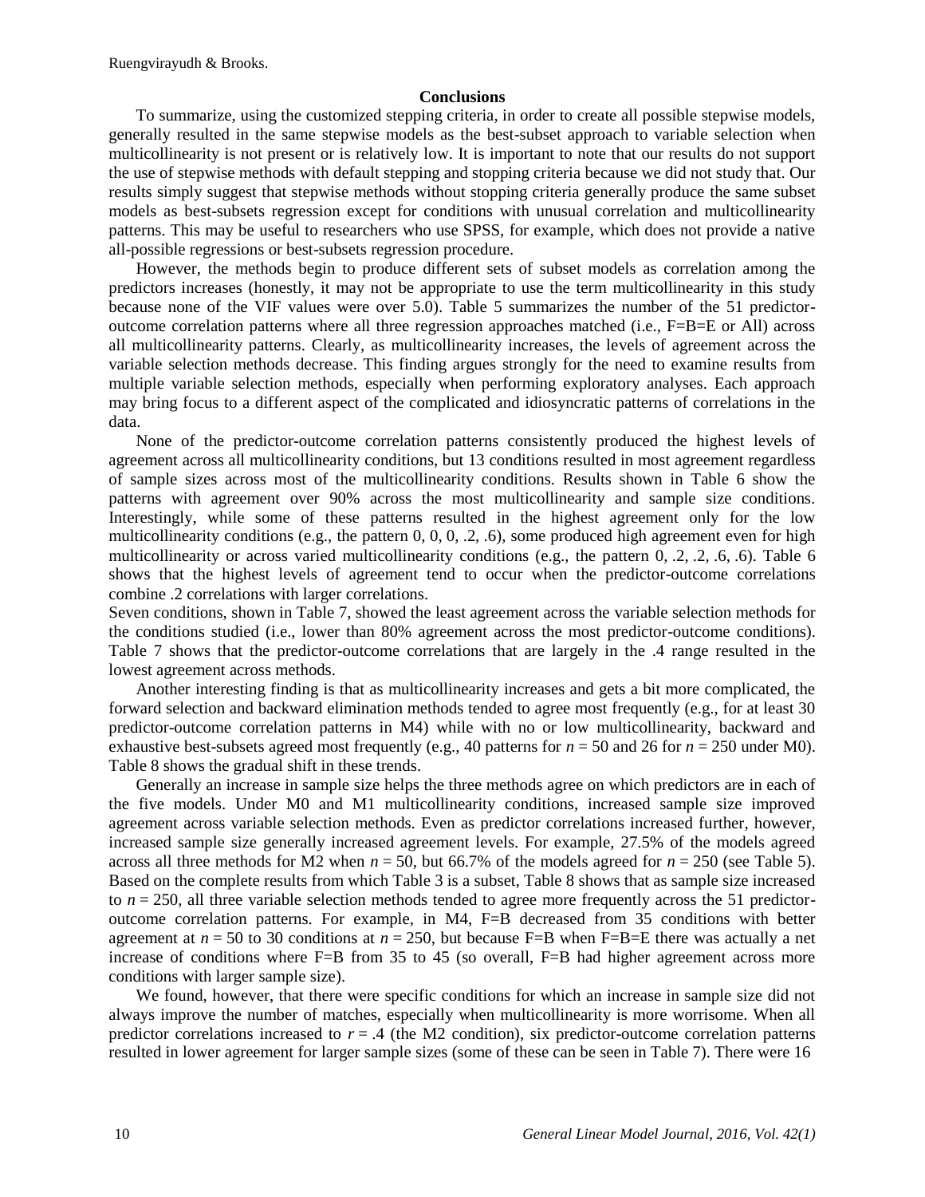## Conclusions

To summarize, using the customized stepping criteria, in order to create all possible stepwise models, generally resulted in the same stepwise models as the best-subset approach to variable selection when multicollinearity is not present or is relatively low. It is important to note that our results do not support the use of stepwise methods with default stepping and stopping criteria because we did not study that. Our results simply suggest that stepwise methods without stopping criteria generally produce the same subset models as best-subsets regression except for conditions with unusual correlation and multicollinearity patterns. This may be useful to researchers who use SPSS, for example, which does not provide a native all-possible regressions or best-subsets regression procedure.

However, the methods begin to produce different sets of subset models as correlation among the predictors increases (honestly, it may not be appropriate to use the term multicollinearity in this study because none of the VIF values were over 5.0). Table 5 summarizes the number of the 51 predictor-outcome correlation patterns where all three regression approaches matched (i.e., F=B=E or All) across all multicollinearity patterns. Clearly, as multicollinearity increases, the levels of agreement across the variable selection methods decrease. This finding argues strongly for the need to examine results from multiple variable selection methods, especially when performing exploratory analyses. Each approach may bring focus to a different aspect of the complicated and idiosyncratic patterns of correlations in the data.

None of the predictor-outcome correlation patterns consistently produced the highest levels of agreement across all multicollinearity conditions, but 13 conditions resulted in most agreement regardless of sample sizes across most of the multicollinearity conditions. Results shown in Table 6 show the patterns with agreement over 90% across the most multicollinearity and sample size conditions. Interestingly, while some of these patterns resulted in the highest agreement only for the low multicollinearity conditions (e.g., the pattern 0, 0, 0, .2, .6), some produced high agreement even for high multicollinearity or across varied multicollinearity conditions (e.g., the pattern 0, .2, .2, .6, .6). Table 6 shows that the highest levels of agreement tend to occur when the predictor-outcome correlations combine .2 correlations with larger correlations.

Seven conditions, shown in Table 7, showed the least agreement across the variable selection methods for the conditions studied (i.e., lower than 80% agreement across the most predictor-outcome conditions). Table 7 shows that the predictor-outcome correlations that are largely in the .4 range resulted in the lowest agreement across methods.

Another interesting finding is that as multicollinearity increases and gets a bit more complicated, the forward selection and backward elimination methods tended to agree most frequently (e.g., for at least 30 predictor-outcome correlation patterns in M4) while with no or low multicollinearity, backward and exhaustive best-subsets agreed most frequently (e.g., 40 patterns for $n = 50$ and 26 for $n = 250$ under M0). Table 8 shows the gradual shift in these trends.

Generally an increase in sample size helps the three methods agree on which predictors are in each of the five models. Under M0 and M1 multicollinearity conditions, increased sample size improved agreement across variable selection methods. Even as predictor correlations increased further, however, increased sample size generally increased agreement levels. For example, 27.5% of the models agreed across all three methods for M2 when $n = 50$, but 66.7% of the models agreed for $n = 250$ (see Table 5). Based on the complete results from which Table 3 is a subset, Table 8 shows that as sample size increased to $n = 250$, all three variable selection methods tended to agree more frequently across the 51 predictor-outcome correlation patterns. For example, in M4, F=B decreased from 35 conditions with better agreement at $n = 50$ to 30 conditions at $n = 250$, but because F=B when F=B=E there was actually a net increase of conditions where F=B from 35 to 45 (so overall, F=B had higher agreement across more conditions with larger sample size).

We found, however, that there were specific conditions for which an increase in sample size did not always improve the number of matches, especially when multicollinearity is more worrisome. When all predictor correlations increased to $r = .4$ (the M2 condition), six predictor-outcome correlation patterns resulted in lower agreement for larger sample sizes (some of these can be seen in Table 7). There were 16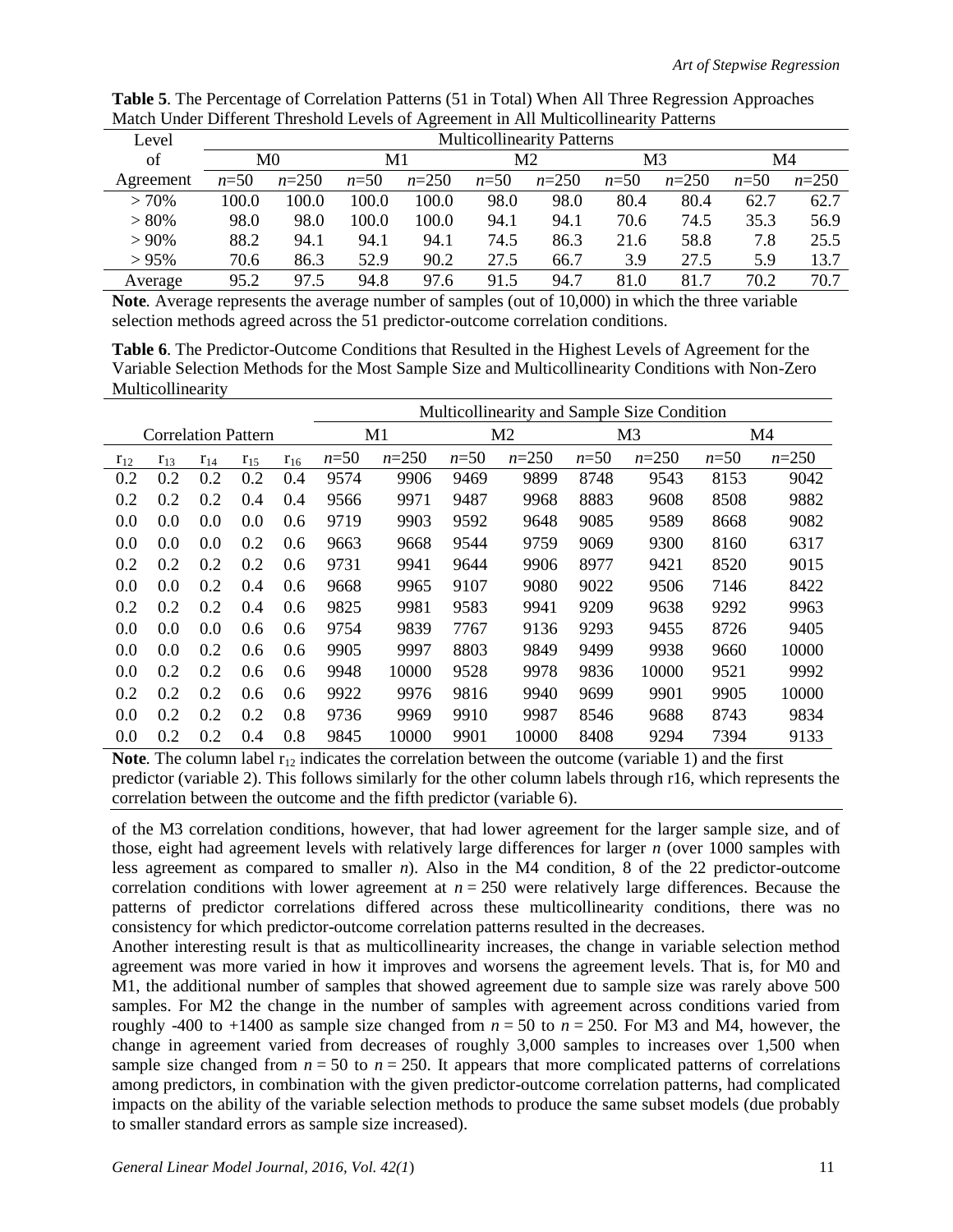**Table 5**. The Percentage of Correlation Patterns (51 in Total) When All Three Regression Approaches Match Under Different Threshold Levels of Agreement in All Multicollinearity Patterns

| Level of Agreement | Multicollinearity Patterns | | | | | | | | | |
|---|---|---|---|---|---|---|---|---|---|---|
| | M0 | | M1 | | M2 | | M3 | | M4 | |
| | $n$=50 | $n$=250 | $n$=50 | $n$=250 | $n$=50 | $n$=250 | $n$=50 | $n$=250 | $n$=50 | $n$=250 |
| > 70% | 100.0 | 100.0 | 100.0 | 100.0 | 98.0 | 98.0 | 80.4 | 80.4 | 62.7 | 62.7 |
| > 80% | 98.0 | 98.0 | 100.0 | 100.0 | 94.1 | 94.1 | 70.6 | 74.5 | 35.3 | 56.9 |
| > 90% | 88.2 | 94.1 | 94.1 | 94.1 | 74.5 | 86.3 | 21.6 | 58.8 | 7.8 | 25.5 |
| > 95% | 70.6 | 86.3 | 52.9 | 90.2 | 27.5 | 66.7 | 3.9 | 27.5 | 5.9 | 13.7 |
| Average | 95.2 | 97.5 | 94.8 | 97.6 | 91.5 | 94.7 | 81.0 | 81.7 | 70.2 | 70.7 |

**Note**. Average represents the average number of samples (out of 10,000) in which the three variable selection methods agreed across the 51 predictor-outcome correlation conditions.

**Table 6**. The Predictor-Outcome Conditions that Resulted in the Highest Levels of Agreement for the Variable Selection Methods for the Most Sample Size and Multicollinearity Conditions with Non-Zero Multicollinearity

| Correlation Pattern | | | | | Multicollinearity and Sample Size Condition | | | | | | | |
|---|---|---|---|---|---|---|---|---|---|---|---|---|
| | | | | | M1 | | M2 | | M3 | | M4 | |
| $r_{12}$ | $r_{13}$ | $r_{14}$ | $r_{15}$ | $r_{16}$ | $n$=50 | $n$=250 | $n$=50 | $n$=250 | $n$=50 | $n$=250 | $n$=50 | $n$=250 |
| 0.2 | 0.2 | 0.2 | 0.2 | 0.4 | 9574 | 9906 | 9469 | 9899 | 8748 | 9543 | 8153 | 9042 |
| 0.2 | 0.2 | 0.2 | 0.4 | 0.4 | 9566 | 9971 | 9487 | 9968 | 8883 | 9608 | 8508 | 9882 |
| 0.0 | 0.0 | 0.0 | 0.0 | 0.6 | 9719 | 9903 | 9592 | 9648 | 9085 | 9589 | 8668 | 9082 |
| 0.0 | 0.0 | 0.0 | 0.2 | 0.6 | 9663 | 9668 | 9544 | 9759 | 9069 | 9300 | 8160 | 6317 |
| 0.2 | 0.2 | 0.2 | 0.2 | 0.6 | 9731 | 9941 | 9644 | 9906 | 8977 | 9421 | 8520 | 9015 |
| 0.0 | 0.0 | 0.2 | 0.4 | 0.6 | 9668 | 9965 | 9107 | 9080 | 9022 | 9506 | 7146 | 8422 |
| 0.2 | 0.2 | 0.2 | 0.4 | 0.6 | 9825 | 9981 | 9583 | 9941 | 9209 | 9638 | 9292 | 9963 |
| 0.0 | 0.0 | 0.0 | 0.6 | 0.6 | 9754 | 9839 | 7767 | 9136 | 9293 | 9455 | 8726 | 9405 |
| 0.0 | 0.0 | 0.2 | 0.6 | 0.6 | 9905 | 9997 | 8803 | 9849 | 9499 | 9938 | 9660 | 10000 |
| 0.0 | 0.2 | 0.2 | 0.6 | 0.6 | 9948 | 10000 | 9528 | 9978 | 9836 | 10000 | 9521 | 9992 |
| 0.2 | 0.2 | 0.2 | 0.6 | 0.6 | 9922 | 9976 | 9816 | 9940 | 9699 | 9901 | 9905 | 10000 |
| 0.0 | 0.2 | 0.2 | 0.2 | 0.8 | 9736 | 9969 | 9910 | 9987 | 8546 | 9688 | 8743 | 9834 |
| 0.0 | 0.2 | 0.2 | 0.4 | 0.8 | 9845 | 10000 | 9901 | 10000 | 8408 | 9294 | 7394 | 9133 |

**Note**. The column label $r_{12}$ indicates the correlation between the outcome (variable 1) and the first predictor (variable 2). This follows similarly for the other column labels through r16, which represents the correlation between the outcome and the fifth predictor (variable 6).

of the M3 correlation conditions, however, that had lower agreement for the larger sample size, and of those, eight had agreement levels with relatively large differences for larger $n$ (over 1000 samples with less agreement as compared to smaller $n$). Also in the M4 condition, 8 of the 22 predictor-outcome correlation conditions with lower agreement at $n = 250$ were relatively large differences. Because the patterns of predictor correlations differed across these multicollinearity conditions, there was no consistency for which predictor-outcome correlation patterns resulted in the decreases.

Another interesting result is that as multicollinearity increases, the change in variable selection method agreement was more varied in how it improves and worsens the agreement levels. That is, for M0 and M1, the additional number of samples that showed agreement due to sample size was rarely above 500 samples. For M2 the change in the number of samples with agreement across conditions varied from roughly -400 to +1400 as sample size changed from $n = 50$ to $n = 250$. For M3 and M4, however, the change in agreement varied from decreases of roughly 3,000 samples to increases over 1,500 when sample size changed from $n = 50$ to $n = 250$. It appears that more complicated patterns of correlations among predictors, in combination with the given predictor-outcome correlation patterns, had complicated impacts on the ability of the variable selection methods to produce the same subset models (due probably to smaller standard errors as sample size increased).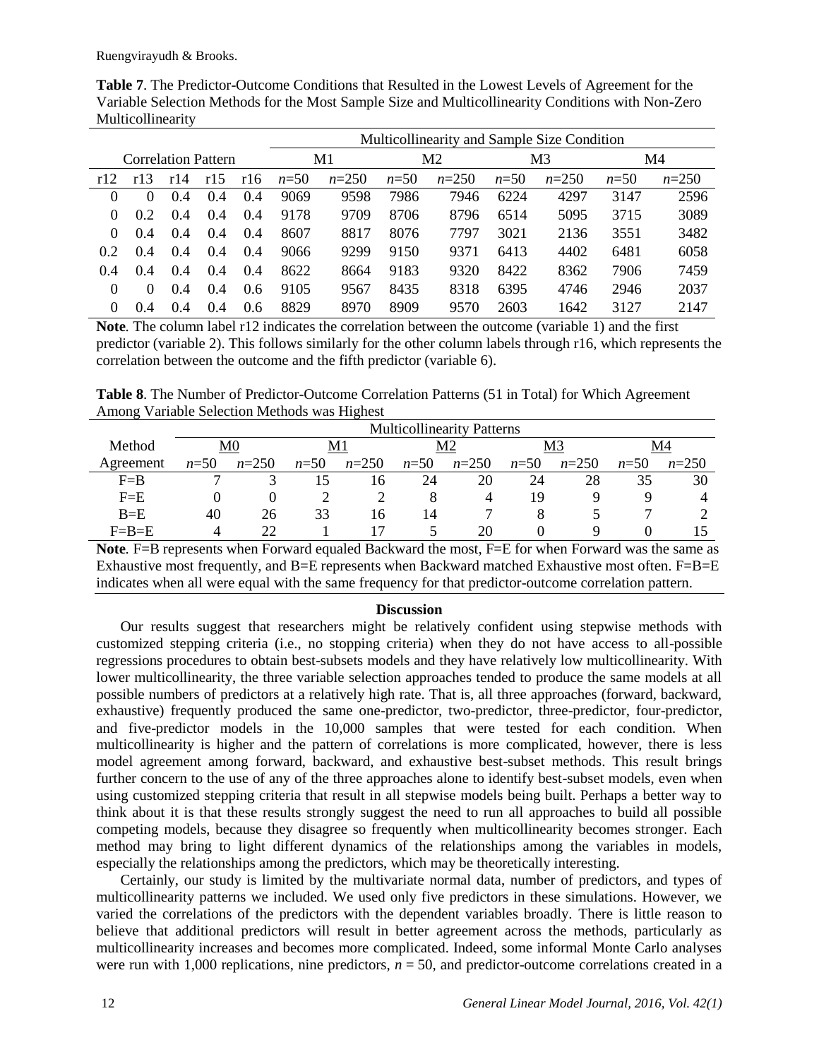**Table 7**. The Predictor-Outcome Conditions that Resulted in the Lowest Levels of Agreement for the Variable Selection Methods for the Most Sample Size and Multicollinearity Conditions with Non-Zero Multicollinearity

| Correlation Pattern | | | | | Multicollinearity and Sample Size Condition | | | | | | | |
|---|---|---|---|---|---|---|---|---|---|---|---|---|
| | | | | | M1 | | M2 | | M3 | | M4 | |
| r12 | r13 | r14 | r15 | r16 | *n*=50 | *n*=250 | *n*=50 | *n*=250 | *n*=50 | *n*=250 | *n*=50 | *n*=250 |
| 0 | 0 | 0.4 | 0.4 | 0.4 | 9069 | 9598 | 7986 | 7946 | 6224 | 4297 | 3147 | 2596 |
| 0 | 0.2 | 0.4 | 0.4 | 0.4 | 9178 | 9709 | 8706 | 8796 | 6514 | 5095 | 3715 | 3089 |
| 0 | 0.4 | 0.4 | 0.4 | 0.4 | 8607 | 8817 | 8076 | 7797 | 3021 | 2136 | 3551 | 3482 |
| 0.2 | 0.4 | 0.4 | 0.4 | 0.4 | 9066 | 9299 | 9150 | 9371 | 6413 | 4402 | 6481 | 6058 |
| 0.4 | 0.4 | 0.4 | 0.4 | 0.4 | 8622 | 8664 | 9183 | 9320 | 8422 | 8362 | 7906 | 7459 |
| 0 | 0 | 0.4 | 0.4 | 0.6 | 9105 | 9567 | 8435 | 8318 | 6395 | 4746 | 2946 | 2037 |
| 0 | 0.4 | 0.4 | 0.4 | 0.6 | 8829 | 8970 | 8909 | 9570 | 2603 | 1642 | 3127 | 2147 |

**Note**. The column label r12 indicates the correlation between the outcome (variable 1) and the first predictor (variable 2). This follows similarly for the other column labels through r16, which represents the correlation between the outcome and the fifth predictor (variable 6).

**Table 8**. The Number of Predictor-Outcome Correlation Patterns (51 in Total) for Which Agreement Among Variable Selection Methods was Highest

| Method | Multicollinearity Patterns | | | | | | | | | |
|---|---|---|---|---|---|---|---|---|---|---|
| | M0 | | M1 | | M2 | | M3 | | M4 | |
| Agreement | *n*=50 | *n*=250 | *n*=50 | *n*=250 | *n*=50 | *n*=250 | *n*=50 | *n*=250 | *n*=50 | *n*=250 |
| F=B | 7 | 3 | 15 | 16 | 24 | 20 | 24 | 28 | 35 | 30 |
| F=E | 0 | 0 | 2 | 2 | 8 | 4 | 19 | 9 | 9 | 4 |
| B=E | 40 | 26 | 33 | 16 | 14 | 7 | 8 | 5 | 7 | 2 |
| F=B=E | 4 | 22 | 1 | 17 | 5 | 20 | 0 | 9 | 0 | 15 |

**Note**. F=B represents when Forward equaled Backward the most, F=E for when Forward was the same as Exhaustive most frequently, and B=E represents when Backward matched Exhaustive most often. F=B=E indicates when all were equal with the same frequency for that predictor-outcome correlation pattern.

## Discussion

Our results suggest that researchers might be relatively confident using stepwise methods with customized stepping criteria (i.e., no stopping criteria) when they do not have access to all-possible regressions procedures to obtain best-subsets models and they have relatively low multicollinearity. With lower multicollinearity, the three variable selection approaches tended to produce the same models at all possible numbers of predictors at a relatively high rate. That is, all three approaches (forward, backward, exhaustive) frequently produced the same one-predictor, two-predictor, three-predictor, four-predictor, and five-predictor models in the 10,000 samples that were tested for each condition. When multicollinearity is higher and the pattern of correlations is more complicated, however, there is less model agreement among forward, backward, and exhaustive best-subset methods. This result brings further concern to the use of any of the three approaches alone to identify best-subset models, even when using customized stepping criteria that result in all stepwise models being built. Perhaps a better way to think about it is that these results strongly suggest the need to run all approaches to build all possible competing models, because they disagree so frequently when multicollinearity becomes stronger. Each method may bring to light different dynamics of the relationships among the variables in models, especially the relationships among the predictors, which may be theoretically interesting.

Certainly, our study is limited by the multivariate normal data, number of predictors, and types of multicollinearity patterns we included. We used only five predictors in these simulations. However, we varied the correlations of the predictors with the dependent variables broadly. There is little reason to believe that additional predictors will result in better agreement across the methods, particularly as multicollinearity increases and becomes more complicated. Indeed, some informal Monte Carlo analyses were run with 1,000 replications, nine predictors, $n = 50$, and predictor-outcome correlations created in a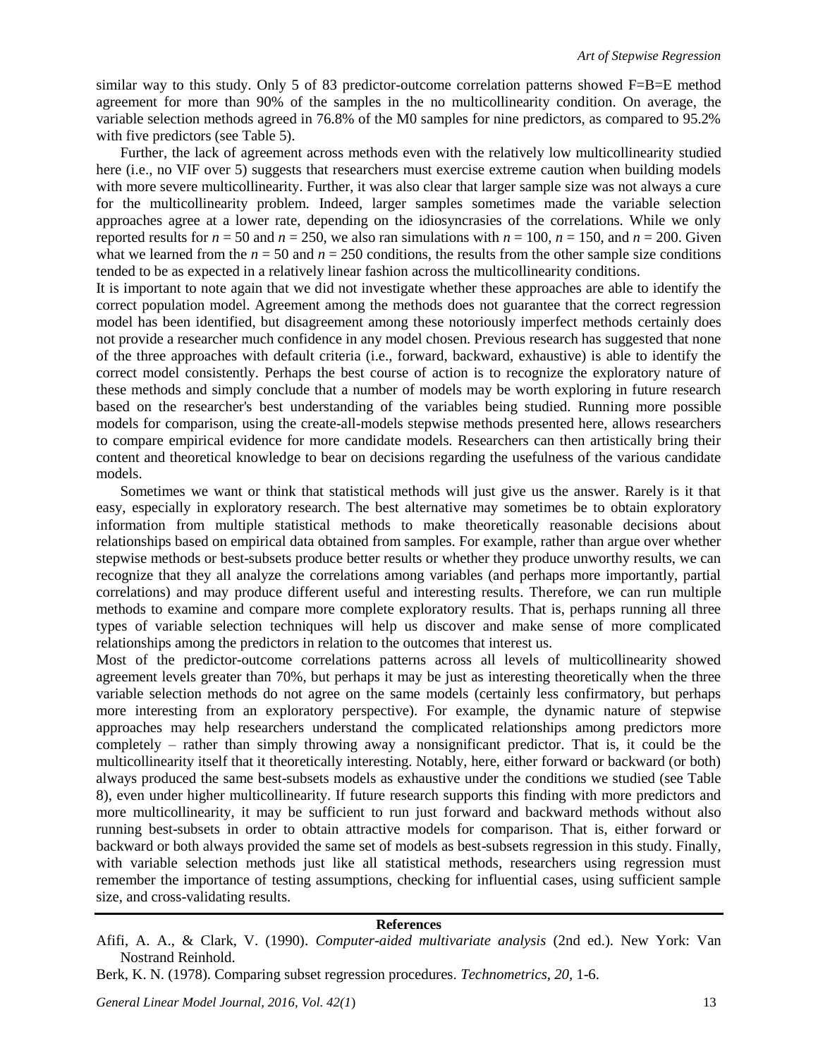similar way to this study. Only 5 of 83 predictor-outcome correlation patterns showed F=B=E method agreement for more than 90% of the samples in the no multicollinearity condition. On average, the variable selection methods agreed in 76.8% of the M0 samples for nine predictors, as compared to 95.2% with five predictors (see Table 5).

Further, the lack of agreement across methods even with the relatively low multicollinearity studied here (i.e., no VIF over 5) suggests that researchers must exercise extreme caution when building models with more severe multicollinearity. Further, it was also clear that larger sample size was not always a cure for the multicollinearity problem. Indeed, larger samples sometimes made the variable selection approaches agree at a lower rate, depending on the idiosyncrasies of the correlations. While we only reported results for $n = 50$ and $n = 250$, we also ran simulations with $n = 100$, $n = 150$, and $n = 200$. Given what we learned from the $n = 50$ and $n = 250$ conditions, the results from the other sample size conditions tended to be as expected in a relatively linear fashion across the multicollinearity conditions.

It is important to note again that we did not investigate whether these approaches are able to identify the correct population model. Agreement among the methods does not guarantee that the correct regression model has been identified, but disagreement among these notoriously imperfect methods certainly does not provide a researcher much confidence in any model chosen. Previous research has suggested that none of the three approaches with default criteria (i.e., forward, backward, exhaustive) is able to identify the correct model consistently. Perhaps the best course of action is to recognize the exploratory nature of these methods and simply conclude that a number of models may be worth exploring in future research based on the researcher's best understanding of the variables being studied. Running more possible models for comparison, using the create-all-models stepwise methods presented here, allows researchers to compare empirical evidence for more candidate models. Researchers can then artistically bring their content and theoretical knowledge to bear on decisions regarding the usefulness of the various candidate models.

Sometimes we want or think that statistical methods will just give us the answer. Rarely is it that easy, especially in exploratory research. The best alternative may sometimes be to obtain exploratory information from multiple statistical methods to make theoretically reasonable decisions about relationships based on empirical data obtained from samples. For example, rather than argue over whether stepwise methods or best-subsets produce better results or whether they produce unworthy results, we can recognize that they all analyze the correlations among variables (and perhaps more importantly, partial correlations) and may produce different useful and interesting results. Therefore, we can run multiple methods to examine and compare more complete exploratory results. That is, perhaps running all three types of variable selection techniques will help us discover and make sense of more complicated relationships among the predictors in relation to the outcomes that interest us.

Most of the predictor-outcome correlations patterns across all levels of multicollinearity showed agreement levels greater than 70%, but perhaps it may be just as interesting theoretically when the three variable selection methods do not agree on the same models (certainly less confirmatory, but perhaps more interesting from an exploratory perspective). For example, the dynamic nature of stepwise approaches may help researchers understand the complicated relationships among predictors more completely – rather than simply throwing away a nonsignificant predictor. That is, it could be the multicollinearity itself that it theoretically interesting. Notably, here, either forward or backward (or both) always produced the same best-subsets models as exhaustive under the conditions we studied (see Table 8), even under higher multicollinearity. If future research supports this finding with more predictors and more multicollinearity, it may be sufficient to run just forward and backward methods without also running best-subsets in order to obtain attractive models for comparison. That is, either forward or backward or both always provided the same set of models as best-subsets regression in this study. Finally, with variable selection methods just like all statistical methods, researchers using regression must remember the importance of testing assumptions, checking for influential cases, using sufficient sample size, and cross-validating results.

## References

Afifi, A. A., & Clark, V. (1990). *Computer-aided multivariate analysis* (2nd ed.). New York: Van Nostrand Reinhold.

Berk, K. N. (1978). Comparing subset regression procedures. *Technometrics, 20,* 1-6.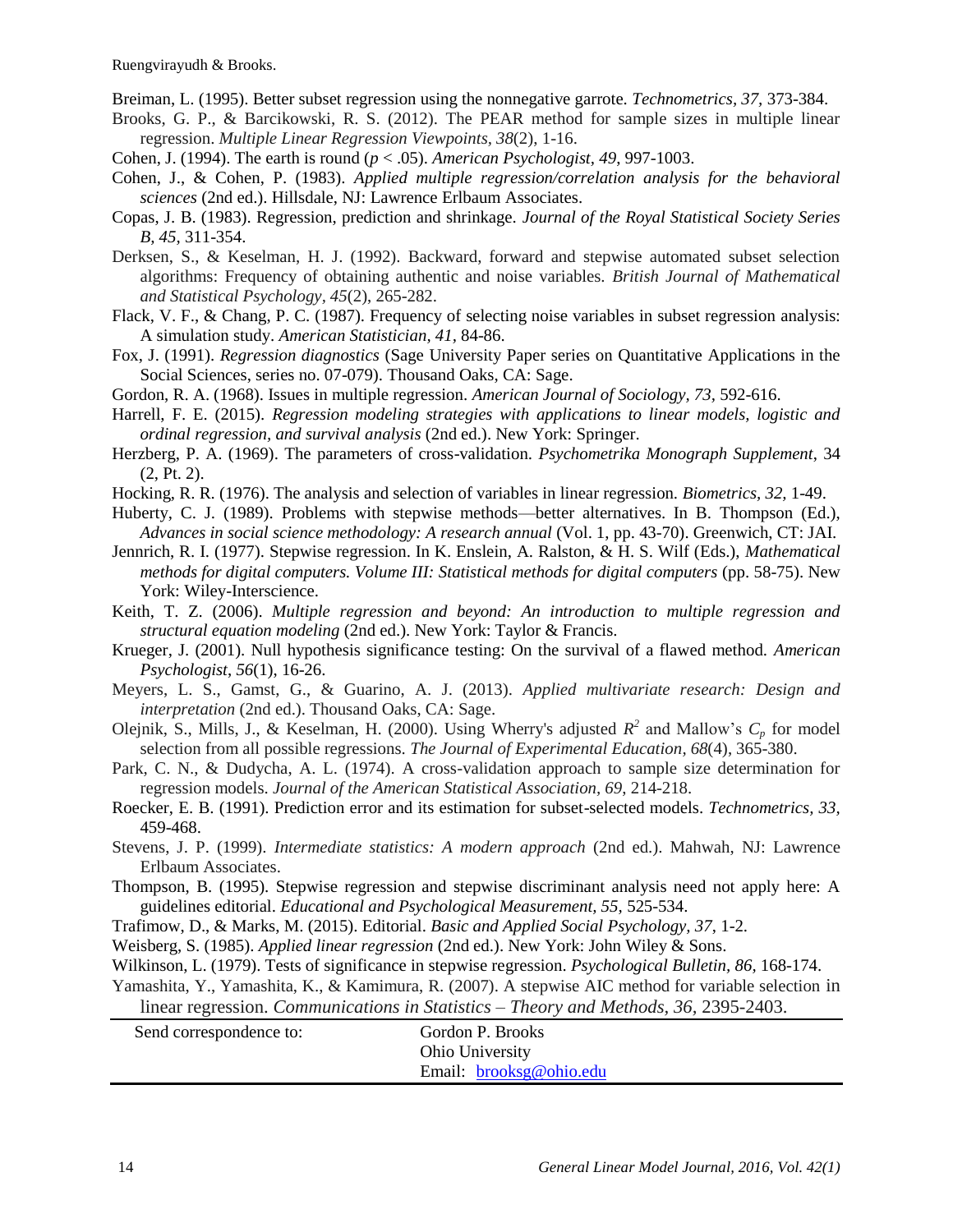Breiman, L. (1995). Better subset regression using the nonnegative garrote. *Technometrics, 37*, 373-384.

Brooks, G. P., & Barcikowski, R. S. (2012). The PEAR method for sample sizes in multiple linear regression. *Multiple Linear Regression Viewpoints, 38*(2), 1-16.

Cohen, J. (1994). The earth is round ($p < .05$). *American Psychologist, 49*, 997-1003.

Cohen, J., & Cohen, P. (1983). *Applied multiple regression/correlation analysis for the behavioral sciences* (2nd ed.). Hillsdale, NJ: Lawrence Erlbaum Associates.

Copas, J. B. (1983). Regression, prediction and shrinkage. *Journal of the Royal Statistical Society Series B, 45*, 311-354.

Derksen, S., & Keselman, H. J. (1992). Backward, forward and stepwise automated subset selection algorithms: Frequency of obtaining authentic and noise variables. *British Journal of Mathematical and Statistical Psychology, 45*(2), 265-282.

Flack, V. F., & Chang, P. C. (1987). Frequency of selecting noise variables in subset regression analysis: A simulation study. *American Statistician, 41*, 84-86.

Fox, J. (1991). *Regression diagnostics* (Sage University Paper series on Quantitative Applications in the Social Sciences, series no. 07-079). Thousand Oaks, CA: Sage.

Gordon, R. A. (1968). Issues in multiple regression. *American Journal of Sociology, 73*, 592-616.

Harrell, F. E. (2015). *Regression modeling strategies with applications to linear models, logistic and ordinal regression, and survival analysis* (2nd ed.). New York: Springer.

Herzberg, P. A. (1969). The parameters of cross-validation. *Psychometrika Monograph Supplement*, 34 (2, Pt. 2).

Hocking, R. R. (1976). The analysis and selection of variables in linear regression. *Biometrics, 32*, 1-49.

Huberty, C. J. (1989). Problems with stepwise methods—better alternatives. In B. Thompson (Ed.), *Advances in social science methodology: A research annual* (Vol. 1, pp. 43-70). Greenwich, CT: JAI.

Jennrich, R. I. (1977). Stepwise regression. In K. Enslein, A. Ralston, & H. S. Wilf (Eds.), *Mathematical methods for digital computers. Volume III: Statistical methods for digital computers* (pp. 58-75). New York: Wiley-Interscience.

Keith, T. Z. (2006). *Multiple regression and beyond: An introduction to multiple regression and structural equation modeling* (2nd ed.). New York: Taylor & Francis.

Krueger, J. (2001). Null hypothesis significance testing: On the survival of a flawed method. *American Psychologist, 56*(1), 16-26.

Meyers, L. S., Gamst, G., & Guarino, A. J. (2013). *Applied multivariate research: Design and interpretation* (2nd ed.). Thousand Oaks, CA: Sage.

Olejnik, S., Mills, J., & Keselman, H. (2000). Using Wherry's adjusted $R^2$ and Mallow's $C_p$ for model selection from all possible regressions. *The Journal of Experimental Education, 68*(4), 365-380.

Park, C. N., & Dudycha, A. L. (1974). A cross-validation approach to sample size determination for regression models. *Journal of the American Statistical Association, 69*, 214-218.

Roecker, E. B. (1991). Prediction error and its estimation for subset-selected models. *Technometrics, 33*, 459-468.

Stevens, J. P. (1999). *Intermediate statistics: A modern approach* (2nd ed.). Mahwah, NJ: Lawrence Erlbaum Associates.

Thompson, B. (1995). Stepwise regression and stepwise discriminant analysis need not apply here: A guidelines editorial. *Educational and Psychological Measurement, 55*, 525-534.

Trafimow, D., & Marks, M. (2015). Editorial. *Basic and Applied Social Psychology, 37*, 1-2.

Weisberg, S. (1985). *Applied linear regression* (2nd ed.). New York: John Wiley & Sons.

Wilkinson, L. (1979). Tests of significance in stepwise regression. *Psychological Bulletin, 86*, 168-174.

Yamashita, Y., Yamashita, K., & Kamimura, R. (2007). A stepwise AIC method for variable selection in linear regression. *Communications in Statistics – Theory and Methods, 36*, 2395-2403.

| | |
|---|---|
| Send correspondence to: | Gordon P. Brooks<br>Ohio University<br>Email: brooksg@ohio.edu |